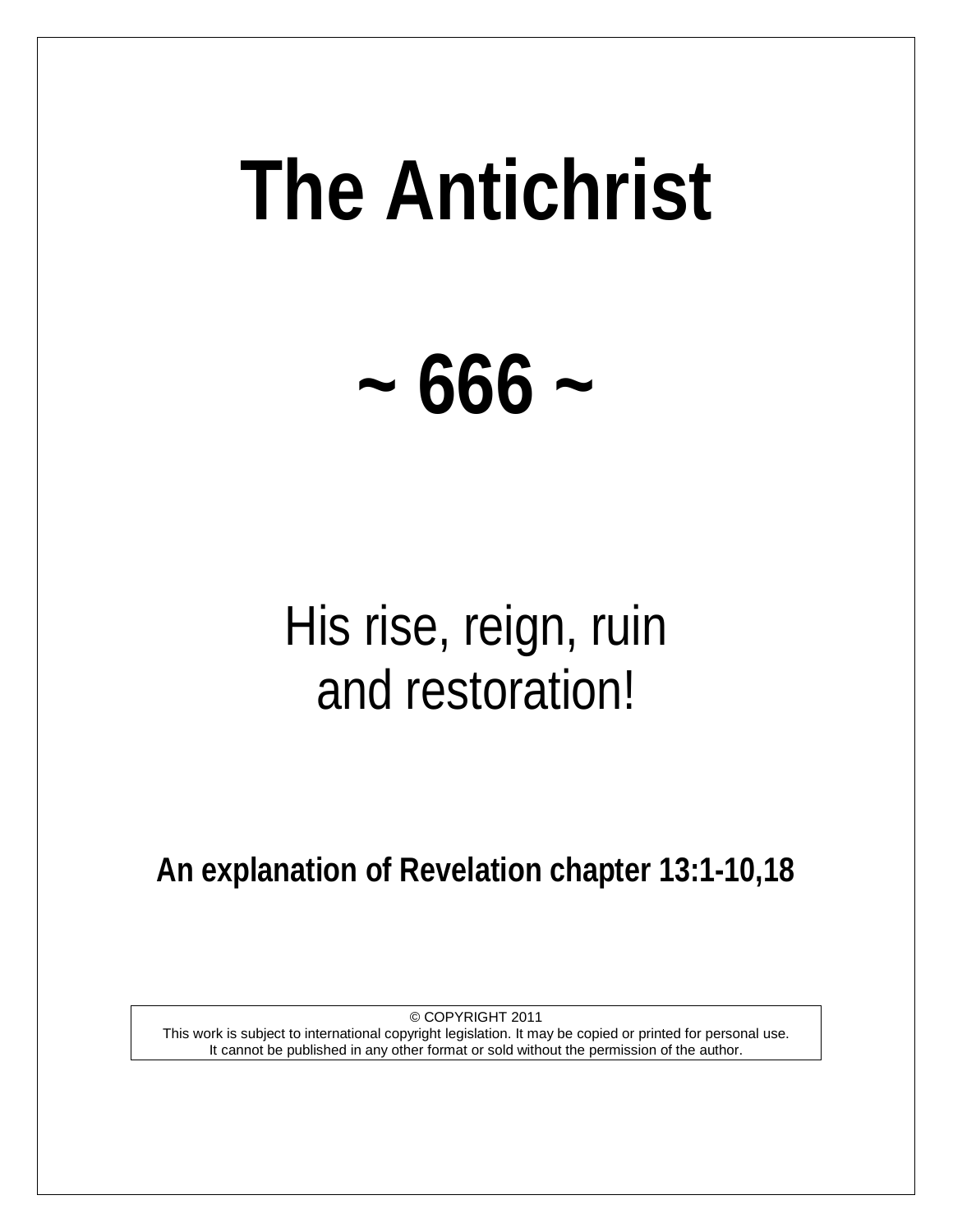# The Antichrist

# ~ 666 ~

His rise, reign, ruin
and restoration!

**An explanation of Revelation chapter 13:1-10,18**

© COPYRIGHT 2011
This work is subject to international copyright legislation. It may be copied or printed for personal use.
It cannot be published in any other format or sold without the permission of the author.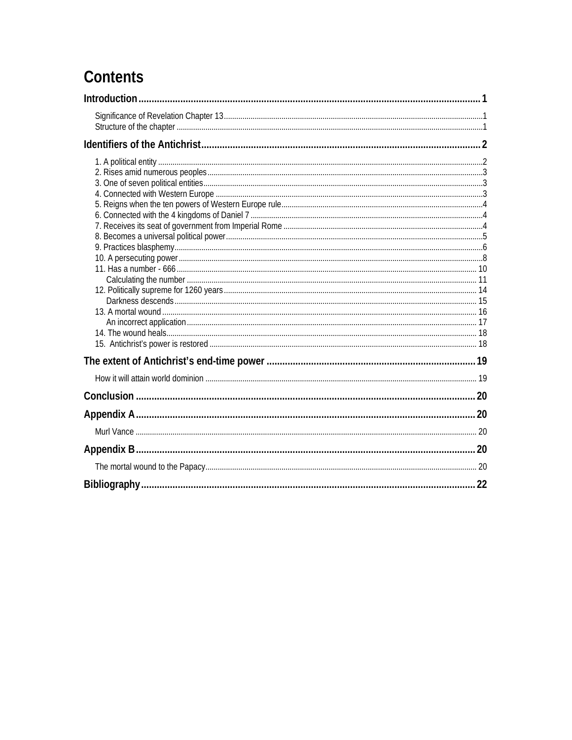# Contents

**Introduction** ..... 1

- Significance of Revelation Chapter 13 ..... 1
- Structure of the chapter ..... 1

**Identifiers of the Antichrist** ..... 2

- 1. A political entity ..... 2
- 2. Rises amid numerous peoples ..... 3
- 3. One of seven political entities ..... 3
- 4. Connected with Western Europe ..... 3
- 5. Reigns when the ten powers of Western Europe rule ..... 4
- 6. Connected with the 4 kingdoms of Daniel 7 ..... 4
- 7. Receives its seat of government from Imperial Rome ..... 4
- 8. Becomes a universal political power ..... 5
- 9. Practices blasphemy ..... 6
- 10. A persecuting power ..... 8
- 11. Has a number - 666 ..... 10
  - Calculating the number ..... 11
- 12. Politically supreme for 1260 years ..... 14
  - Darkness descends ..... 15
- 13. A mortal wound ..... 16
  - An incorrect application ..... 17
- 14. The wound heals ..... 18
- 15. Antichrist's power is restored ..... 18

**The extent of Antichrist's end-time power** ..... 19

- How it will attain world dominion ..... 19

**Conclusion** ..... 20

**Appendix A** ..... 20

- Murl Vance ..... 20

**Appendix B** ..... 20

- The mortal wound to the Papacy ..... 20

**Bibliography** ..... 22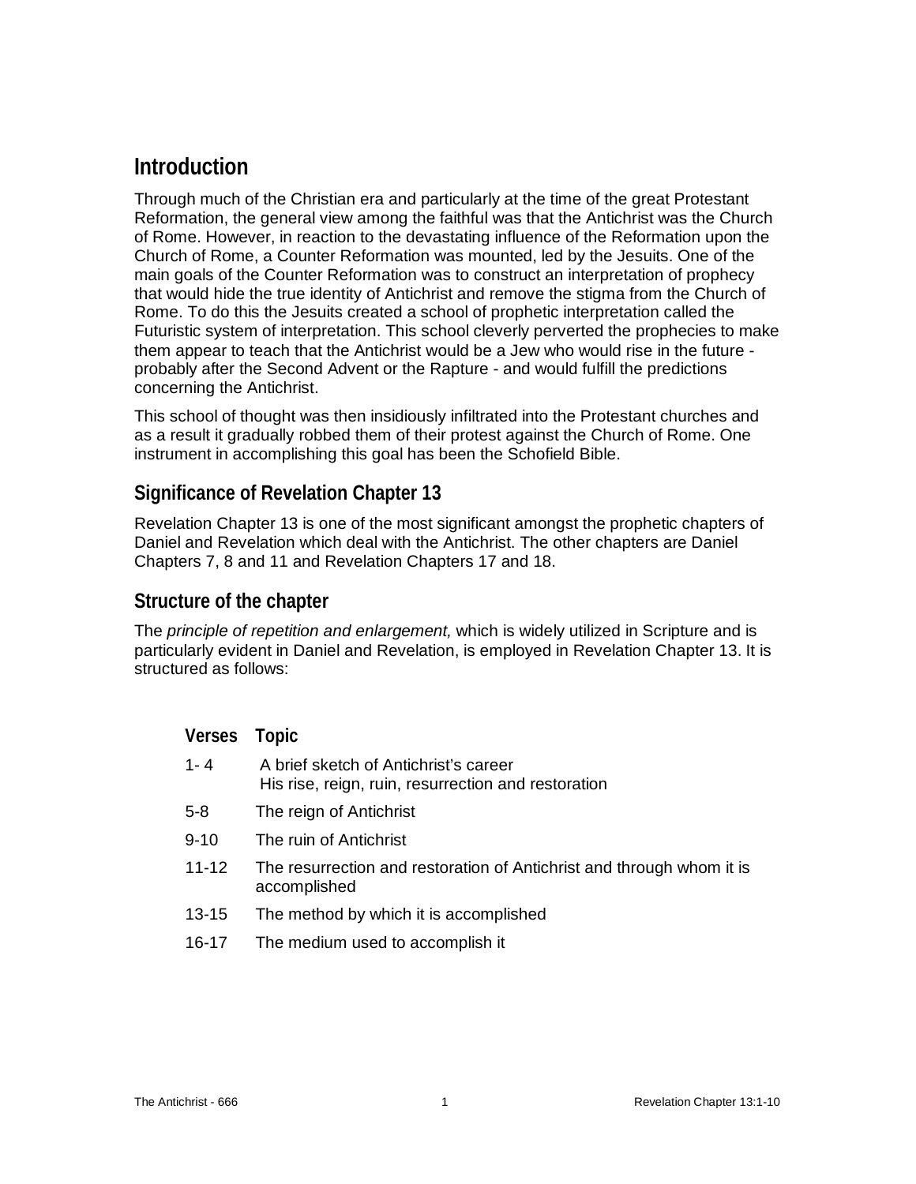# Introduction

Through much of the Christian era and particularly at the time of the great Protestant Reformation, the general view among the faithful was that the Antichrist was the Church of Rome. However, in reaction to the devastating influence of the Reformation upon the Church of Rome, a Counter Reformation was mounted, led by the Jesuits. One of the main goals of the Counter Reformation was to construct an interpretation of prophecy that would hide the true identity of Antichrist and remove the stigma from the Church of Rome. To do this the Jesuits created a school of prophetic interpretation called the Futuristic system of interpretation. This school cleverly perverted the prophecies to make them appear to teach that the Antichrist would be a Jew who would rise in the future - probably after the Second Advent or the Rapture - and would fulfill the predictions concerning the Antichrist.

This school of thought was then insidiously infiltrated into the Protestant churches and as a result it gradually robbed them of their protest against the Church of Rome. One instrument in accomplishing this goal has been the Schofield Bible.

## Significance of Revelation Chapter 13

Revelation Chapter 13 is one of the most significant amongst the prophetic chapters of Daniel and Revelation which deal with the Antichrist. The other chapters are Daniel Chapters 7, 8 and 11 and Revelation Chapters 17 and 18.

## Structure of the chapter

The *principle of repetition and enlargement,* which is widely utilized in Scripture and is particularly evident in Daniel and Revelation, is employed in Revelation Chapter 13. It is structured as follows:

| Verses | Topic |
|---|---|
| 1- 4 | A brief sketch of Antichrist's career<br>His rise, reign, ruin, resurrection and restoration |
| 5-8 | The reign of Antichrist |
| 9-10 | The ruin of Antichrist |
| 11-12 | The resurrection and restoration of Antichrist and through whom it is accomplished |
| 13-15 | The method by which it is accomplished |
| 16-17 | The medium used to accomplish it |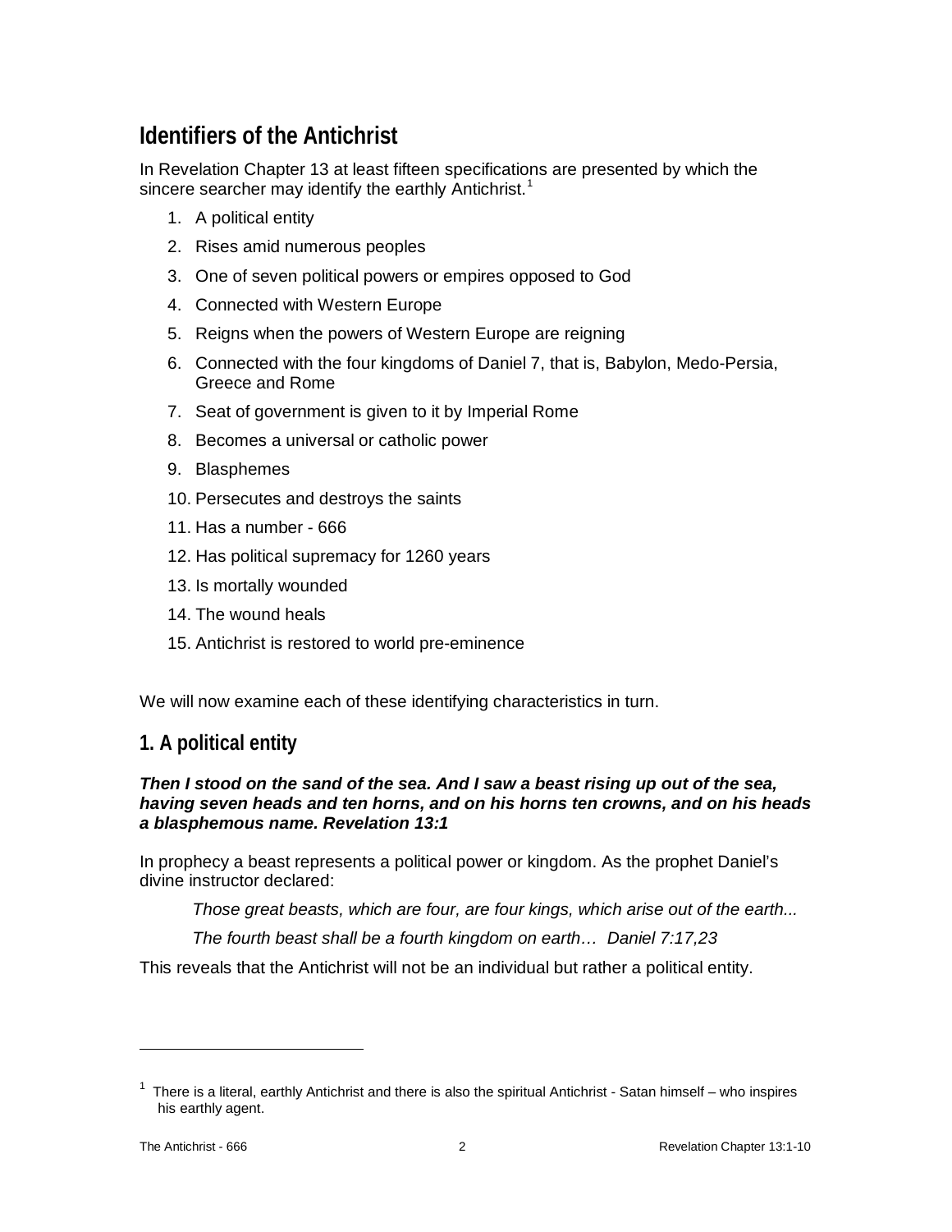## Identifiers of the Antichrist

In Revelation Chapter 13 at least fifteen specifications are presented by which the sincere searcher may identify the earthly Antichrist.[1]

1. A political entity
2. Rises amid numerous peoples
3. One of seven political powers or empires opposed to God
4. Connected with Western Europe
5. Reigns when the powers of Western Europe are reigning
6. Connected with the four kingdoms of Daniel 7, that is, Babylon, Medo-Persia, Greece and Rome
7. Seat of government is given to it by Imperial Rome
8. Becomes a universal or catholic power
9. Blasphemes
10. Persecutes and destroys the saints
11. Has a number - 666
12. Has political supremacy for 1260 years
13. Is mortally wounded
14. The wound heals
15. Antichrist is restored to world pre-eminence

We will now examine each of these identifying characteristics in turn.

### 1. A political entity

***Then I stood on the sand of the sea. And I saw a beast rising up out of the sea, having seven heads and ten horns, and on his horns ten crowns, and on his heads a blasphemous name. Revelation 13:1***

In prophecy a beast represents a political power or kingdom. As the prophet Daniel's divine instructor declared:

> *Those great beasts, which are four, are four kings, which arise out of the earth...*
>
> *The fourth beast shall be a fourth kingdom on earth… Daniel 7:17,23*

This reveals that the Antichrist will not be an individual but rather a political entity.

---

[1] There is a literal, earthly Antichrist and there is also the spiritual Antichrist - Satan himself – who inspires his earthly agent.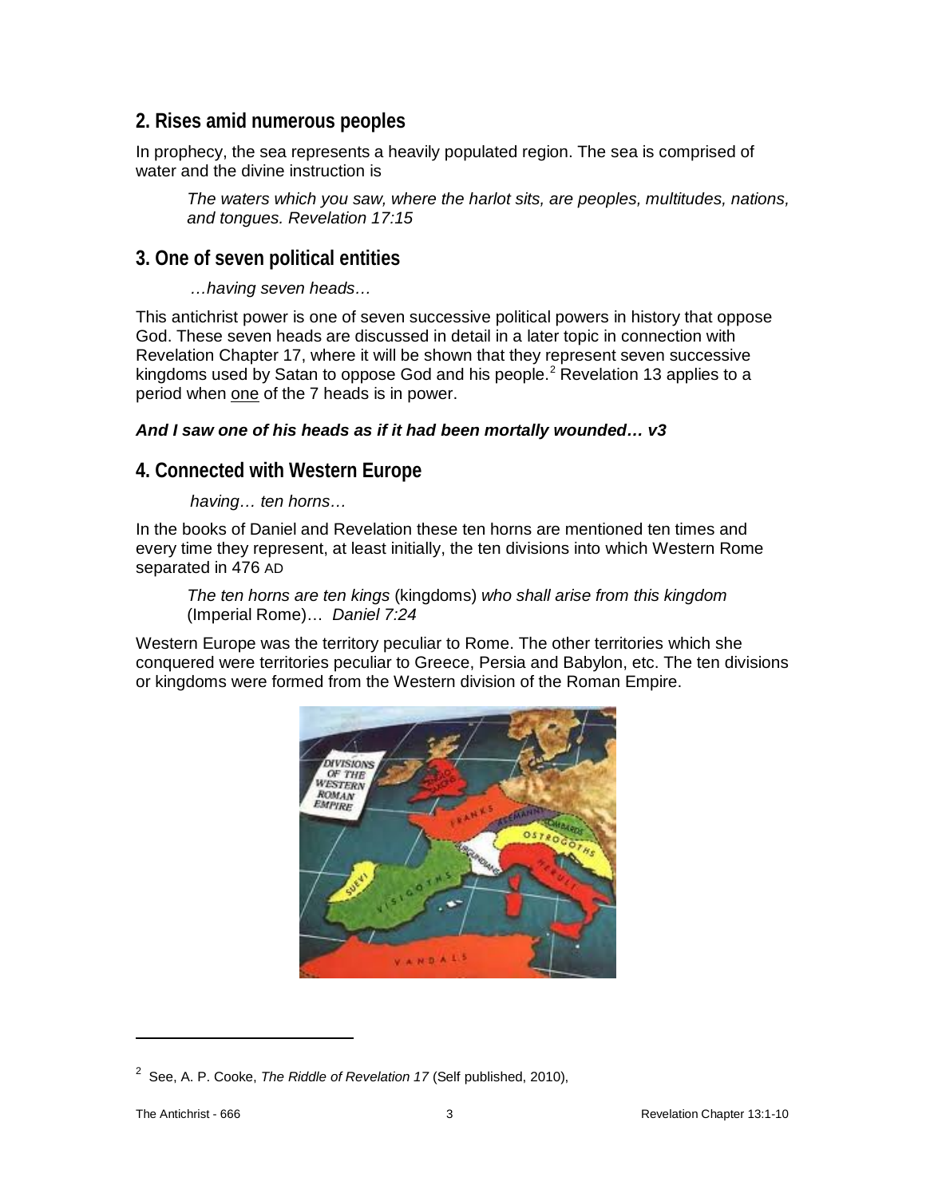## 2. Rises amid numerous peoples

In prophecy, the sea represents a heavily populated region. The sea is comprised of water and the divine instruction is

> *The waters which you saw, where the harlot sits, are peoples, multitudes, nations, and tongues. Revelation 17:15*

## 3. One of seven political entities

> *…having seven heads…*

This antichrist power is one of seven successive political powers in history that oppose God. These seven heads are discussed in detail in a later topic in connection with Revelation Chapter 17, where it will be shown that they represent seven successive kingdoms used by Satan to oppose God and his people.[2] Revelation 13 applies to a period when one of the 7 heads is in power.

***And I saw one of his heads as if it had been mortally wounded… v3***

## 4. Connected with Western Europe

> *having… ten horns…*

In the books of Daniel and Revelation these ten horns are mentioned ten times and every time they represent, at least initially, the ten divisions into which Western Rome separated in 476 AD

> *The ten horns are ten kings* (kingdoms) *who shall arise from this kingdom* (Imperial Rome)… *Daniel 7:24*

Western Europe was the territory peculiar to Rome. The other territories which she conquered were territories peculiar to Greece, Persia and Babylon, etc. The ten divisions or kingdoms were formed from the Western division of the Roman Empire.

---

[2] See, A. P. Cooke, *The Riddle of Revelation 17* (Self published, 2010),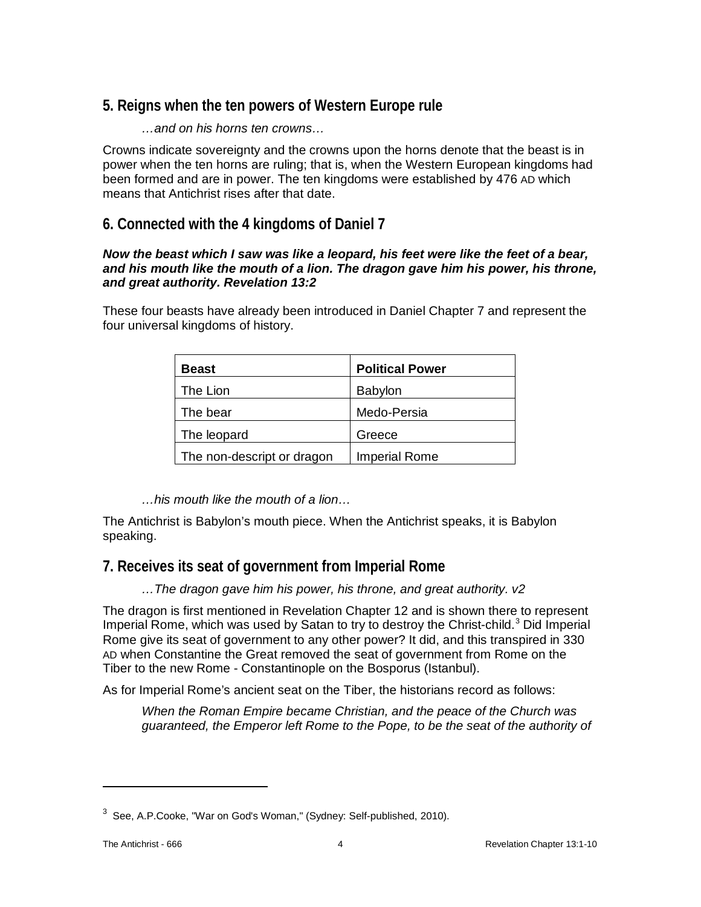## 5. Reigns when the ten powers of Western Europe rule

> *…and on his horns ten crowns…*

Crowns indicate sovereignty and the crowns upon the horns denote that the beast is in power when the ten horns are ruling; that is, when the Western European kingdoms had been formed and are in power. The ten kingdoms were established by 476 AD which means that Antichrist rises after that date.

## 6. Connected with the 4 kingdoms of Daniel 7

***Now the beast which I saw was like a leopard, his feet were like the feet of a bear, and his mouth like the mouth of a lion. The dragon gave him his power, his throne, and great authority. Revelation 13:2***

These four beasts have already been introduced in Daniel Chapter 7 and represent the four universal kingdoms of history.

| **Beast** | **Political Power** |
|---|---|
| The Lion | Babylon |
| The bear | Medo-Persia |
| The leopard | Greece |
| The non-descript or dragon | Imperial Rome |

> *…his mouth like the mouth of a lion…*

The Antichrist is Babylon's mouth piece. When the Antichrist speaks, it is Babylon speaking.

## 7. Receives its seat of government from Imperial Rome

> *…The dragon gave him his power, his throne, and great authority. v2*

The dragon is first mentioned in Revelation Chapter 12 and is shown there to represent Imperial Rome, which was used by Satan to try to destroy the Christ-child.[3] Did Imperial Rome give its seat of government to any other power? It did, and this transpired in 330 AD when Constantine the Great removed the seat of government from Rome on the Tiber to the new Rome - Constantinople on the Bosporus (Istanbul).

As for Imperial Rome's ancient seat on the Tiber, the historians record as follows:

> *When the Roman Empire became Christian, and the peace of the Church was guaranteed, the Emperor left Rome to the Pope, to be the seat of the authority of*

---

[3] See, A.P.Cooke, "War on God's Woman," (Sydney: Self-published, 2010).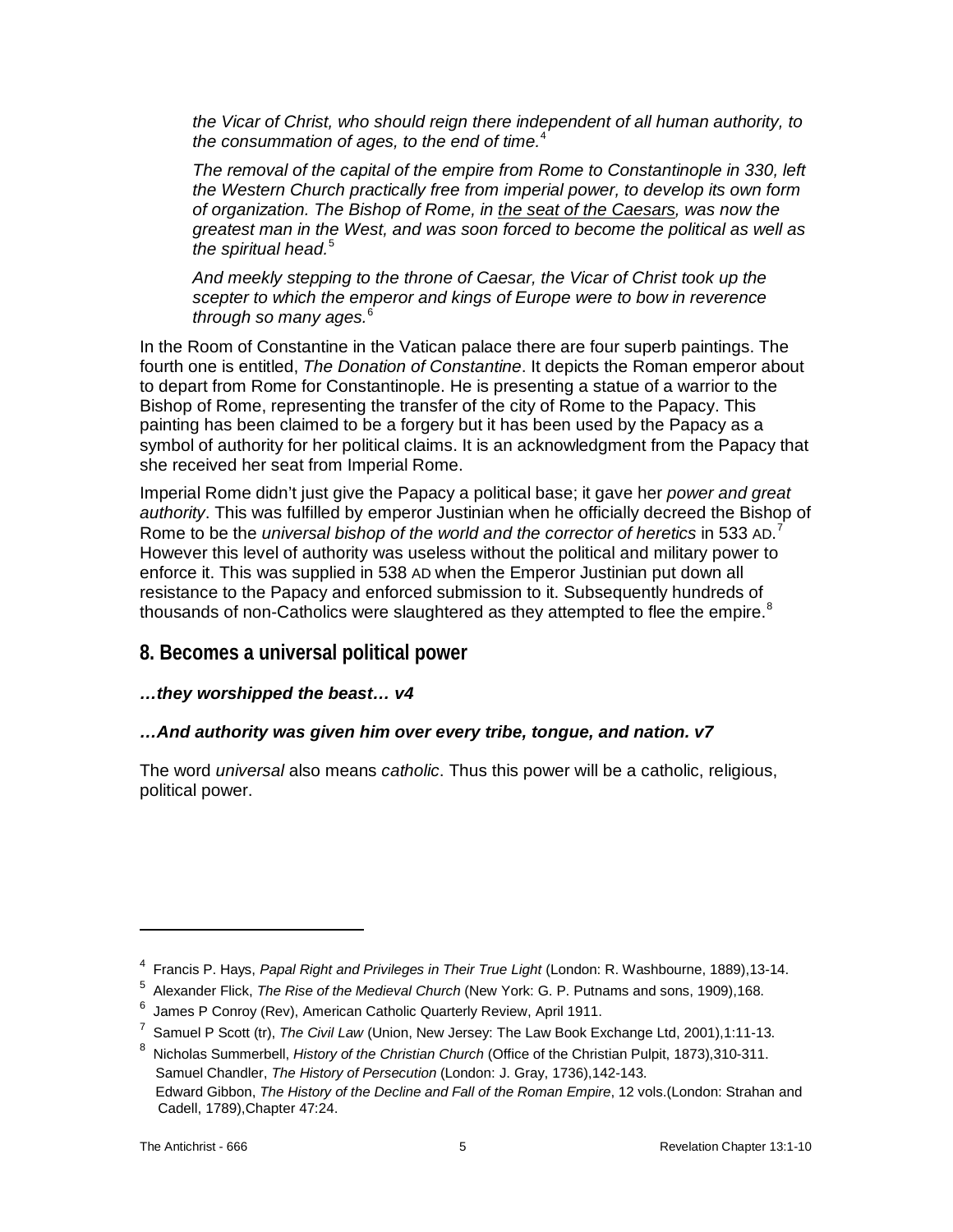*the Vicar of Christ, who should reign there independent of all human authority, to the consummation of ages, to the end of time.*[4]

*The removal of the capital of the empire from Rome to Constantinople in 330, left the Western Church practically free from imperial power, to develop its own form of organization. The Bishop of Rome, in* <u>*the seat of the Caesars,*</u> *was now the greatest man in the West, and was soon forced to become the political as well as the spiritual head.*[5]

*And meekly stepping to the throne of Caesar, the Vicar of Christ took up the scepter to which the emperor and kings of Europe were to bow in reverence through so many ages.*[6]

In the Room of Constantine in the Vatican palace there are four superb paintings. The fourth one is entitled, *The Donation of Constantine*. It depicts the Roman emperor about to depart from Rome for Constantinople. He is presenting a statue of a warrior to the Bishop of Rome, representing the transfer of the city of Rome to the Papacy. This painting has been claimed to be a forgery but it has been used by the Papacy as a symbol of authority for her political claims. It is an acknowledgment from the Papacy that she received her seat from Imperial Rome.

Imperial Rome didn't just give the Papacy a political base; it gave her *power and great authority*. This was fulfilled by emperor Justinian when he officially decreed the Bishop of Rome to be the *universal bishop of the world and the corrector of heretics* in 533 AD.[7] However this level of authority was useless without the political and military power to enforce it. This was supplied in 538 AD when the Emperor Justinian put down all resistance to the Papacy and enforced submission to it. Subsequently hundreds of thousands of non-Catholics were slaughtered as they attempted to flee the empire.[8]

## 8. Becomes a universal political power

***…they worshipped the beast… v4***

***…And authority was given him over every tribe, tongue, and nation. v7***

The word *universal* also means *catholic*. Thus this power will be a catholic, religious, political power.

---

[4] Francis P. Hays, *Papal Right and Privileges in Their True Light* (London: R. Washbourne, 1889),13-14.

[5] Alexander Flick, *The Rise of the Medieval Church* (New York: G. P. Putnams and sons, 1909),168.

[6] James P Conroy (Rev), American Catholic Quarterly Review, April 1911.

[7] Samuel P Scott (tr), *The Civil Law* (Union, New Jersey: The Law Book Exchange Ltd, 2001),1:11-13.

[8] Nicholas Summerbell, *History of the Christian Church* (Office of the Christian Pulpit, 1873),310-311.
Samuel Chandler, *The History of Persecution* (London: J. Gray, 1736),142-143.
Edward Gibbon, *The History of the Decline and Fall of the Roman Empire*, 12 vols.(London: Strahan and Cadell, 1789),Chapter 47:24.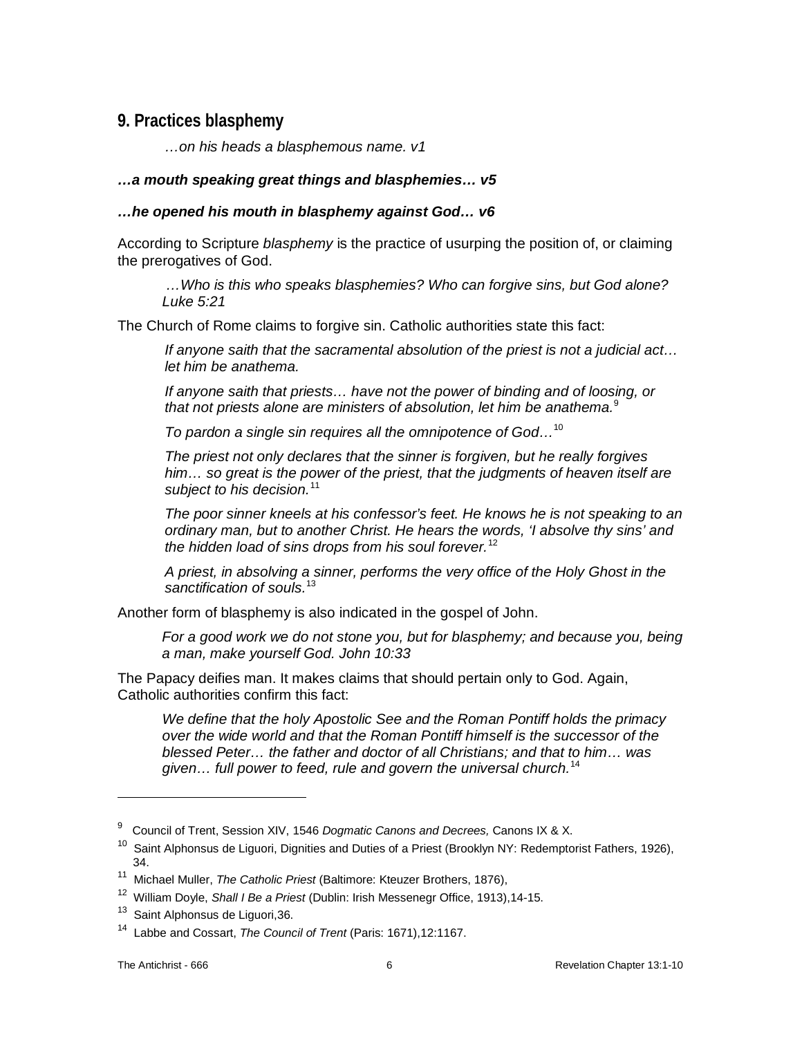## 9. Practices blasphemy

*…on his heads a blasphemous name. v1*

***…a mouth speaking great things and blasphemies… v5***

***…he opened his mouth in blasphemy against God… v6***

According to Scripture *blasphemy* is the practice of usurping the position of, or claiming the prerogatives of God.

> *…Who is this who speaks blasphemies? Who can forgive sins, but God alone? Luke 5:21*

The Church of Rome claims to forgive sin. Catholic authorities state this fact:

> *If anyone saith that the sacramental absolution of the priest is not a judicial act… let him be anathema.*
>
> *If anyone saith that priests… have not the power of binding and of loosing, or that not priests alone are ministers of absolution, let him be anathema.*[9]
>
> *To pardon a single sin requires all the omnipotence of God…*[10]
>
> *The priest not only declares that the sinner is forgiven, but he really forgives him… so great is the power of the priest, that the judgments of heaven itself are subject to his decision.*[11]
>
> *The poor sinner kneels at his confessor's feet. He knows he is not speaking to an ordinary man, but to another Christ. He hears the words, 'I absolve thy sins' and the hidden load of sins drops from his soul forever.*[12]
>
> *A priest, in absolving a sinner, performs the very office of the Holy Ghost in the sanctification of souls.*[13]

Another form of blasphemy is also indicated in the gospel of John.

> *For a good work we do not stone you, but for blasphemy; and because you, being a man, make yourself God. John 10:33*

The Papacy deifies man. It makes claims that should pertain only to God. Again, Catholic authorities confirm this fact:

> *We define that the holy Apostolic See and the Roman Pontiff holds the primacy over the wide world and that the Roman Pontiff himself is the successor of the blessed Peter… the father and doctor of all Christians; and that to him… was given… full power to feed, rule and govern the universal church.*[14]

---

[9] Council of Trent, Session XIV, 1546 *Dogmatic Canons and Decrees,* Canons IX & X.

[10] Saint Alphonsus de Liguori, Dignities and Duties of a Priest (Brooklyn NY: Redemptorist Fathers, 1926), 34.

[11] Michael Muller, *The Catholic Priest* (Baltimore: Kteuzer Brothers, 1876),

[12] William Doyle, *Shall I Be a Priest* (Dublin: Irish Messenegr Office, 1913),14-15.

[13] Saint Alphonsus de Liguori,36.

[14] Labbe and Cossart, *The Council of Trent* (Paris: 1671),12:1167.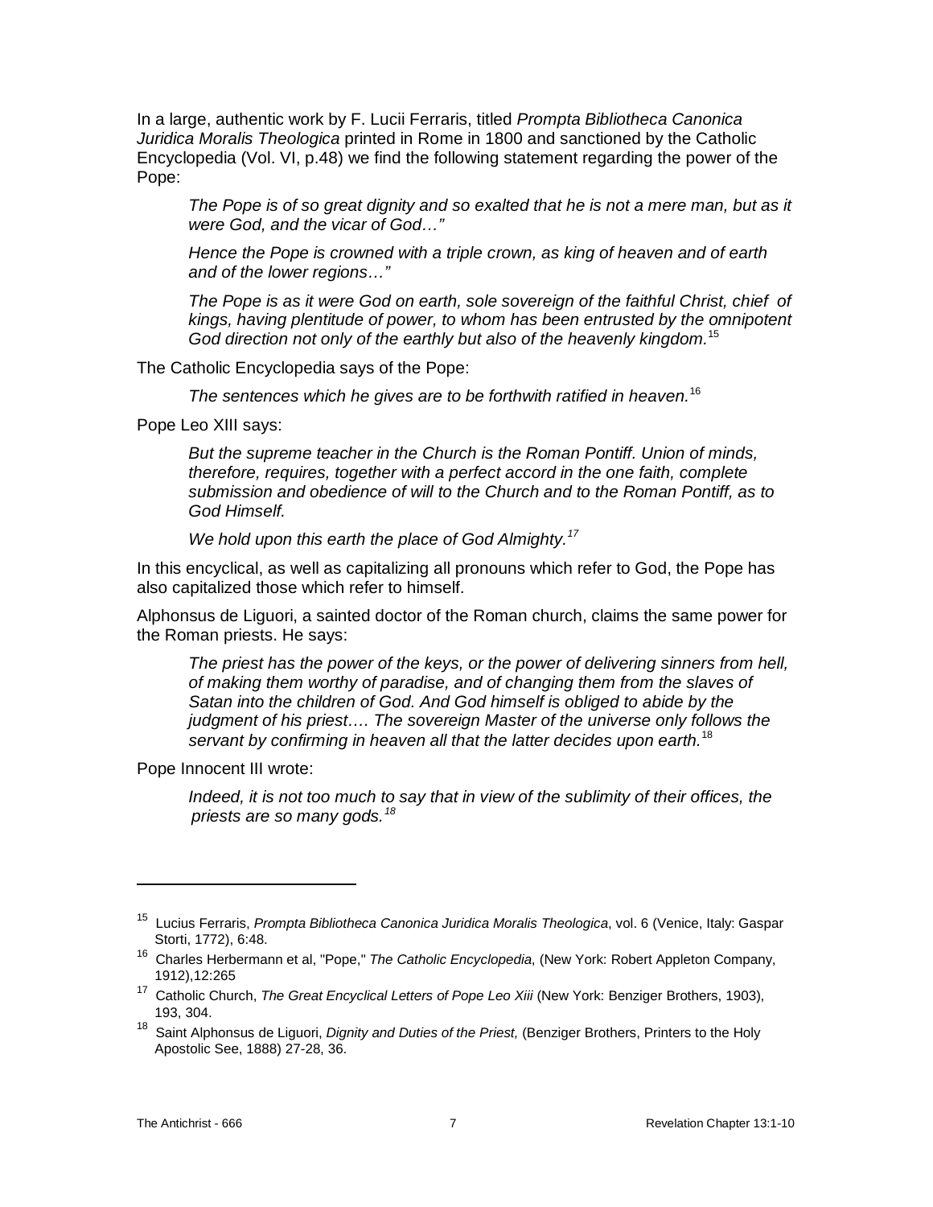In a large, authentic work by F. Lucii Ferraris, titled *Prompta Bibliotheca Canonica Juridica Moralis Theologica* printed in Rome in 1800 and sanctioned by the Catholic Encyclopedia (Vol. VI, p.48) we find the following statement regarding the power of the Pope:

> *The Pope is of so great dignity and so exalted that he is not a mere man, but as it were God, and the vicar of God…"*
>
> *Hence the Pope is crowned with a triple crown, as king of heaven and of earth and of the lower regions…"*
>
> *The Pope is as it were God on earth, sole sovereign of the faithful Christ, chief of kings, having plentitude of power, to whom has been entrusted by the omnipotent God direction not only of the earthly but also of the heavenly kingdom.*[15]

The Catholic Encyclopedia says of the Pope:

> *The sentences which he gives are to be forthwith ratified in heaven.*[16]

Pope Leo XIII says:

> *But the supreme teacher in the Church is the Roman Pontiff. Union of minds, therefore, requires, together with a perfect accord in the one faith, complete submission and obedience of will to the Church and to the Roman Pontiff, as to God Himself.*
>
> *We hold upon this earth the place of God Almighty.*[17]

In this encyclical, as well as capitalizing all pronouns which refer to God, the Pope has also capitalized those which refer to himself.

Alphonsus de Liguori, a sainted doctor of the Roman church, claims the same power for the Roman priests. He says:

> *The priest has the power of the keys, or the power of delivering sinners from hell, of making them worthy of paradise, and of changing them from the slaves of Satan into the children of God. And God himself is obliged to abide by the judgment of his priest…. The sovereign Master of the universe only follows the servant by confirming in heaven all that the latter decides upon earth.*[18]

Pope Innocent III wrote:

> *Indeed, it is not too much to say that in view of the sublimity of their offices, the priests are so many gods.*[18]

---

[15] Lucius Ferraris, *Prompta Bibliotheca Canonica Juridica Moralis Theologica*, vol. 6 (Venice, Italy: Gaspar Storti, 1772), 6:48.

[16] Charles Herbermann et al, "Pope," *The Catholic Encyclopedia*, (New York: Robert Appleton Company, 1912),12:265

[17] Catholic Church, *The Great Encyclical Letters of Pope Leo Xiii* (New York: Benziger Brothers, 1903), 193, 304.

[18] Saint Alphonsus de Liguori, *Dignity and Duties of the Priest,* (Benziger Brothers, Printers to the Holy Apostolic See, 1888) 27-28, 36.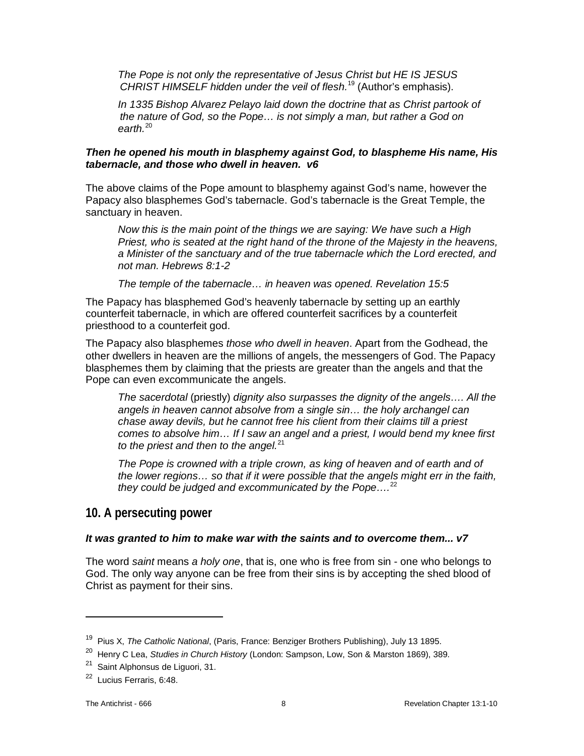*The Pope is not only the representative of Jesus Christ but HE IS JESUS CHRIST HIMSELF hidden under the veil of flesh.*[19] (Author's emphasis).

*In 1335 Bishop Alvarez Pelayo laid down the doctrine that as Christ partook of the nature of God, so the Pope… is not simply a man, but rather a God on earth.*[20]

***Then he opened his mouth in blasphemy against God, to blaspheme His name, His tabernacle, and those who dwell in heaven. v6***

The above claims of the Pope amount to blasphemy against God's name, however the Papacy also blasphemes God's tabernacle. God's tabernacle is the Great Temple, the sanctuary in heaven.

*Now this is the main point of the things we are saying: We have such a High Priest, who is seated at the right hand of the throne of the Majesty in the heavens, a Minister of the sanctuary and of the true tabernacle which the Lord erected, and not man. Hebrews 8:1-2*

*The temple of the tabernacle… in heaven was opened. Revelation 15:5*

The Papacy has blasphemed God's heavenly tabernacle by setting up an earthly counterfeit tabernacle, in which are offered counterfeit sacrifices by a counterfeit priesthood to a counterfeit god.

The Papacy also blasphemes *those who dwell in heaven*. Apart from the Godhead, the other dwellers in heaven are the millions of angels, the messengers of God. The Papacy blasphemes them by claiming that the priests are greater than the angels and that the Pope can even excommunicate the angels.

*The sacerdotal* (priestly) *dignity also surpasses the dignity of the angels…. All the angels in heaven cannot absolve from a single sin… the holy archangel can chase away devils, but he cannot free his client from their claims till a priest comes to absolve him… If I saw an angel and a priest, I would bend my knee first to the priest and then to the angel.*[21]

*The Pope is crowned with a triple crown, as king of heaven and of earth and of the lower regions… so that if it were possible that the angels might err in the faith, they could be judged and excommunicated by the Pope….*[22]

## 10. A persecuting power

***It was granted to him to make war with the saints and to overcome them... v7***

The word *saint* means *a holy one*, that is, one who is free from sin - one who belongs to God. The only way anyone can be free from their sins is by accepting the shed blood of Christ as payment for their sins.

---

[19] Pius X, *The Catholic National*, (Paris, France: Benziger Brothers Publishing), July 13 1895.

[20] Henry C Lea, *Studies in Church History* (London: Sampson, Low, Son & Marston 1869), 389.

[21] Saint Alphonsus de Liguori, 31.

[22] Lucius Ferraris, 6:48.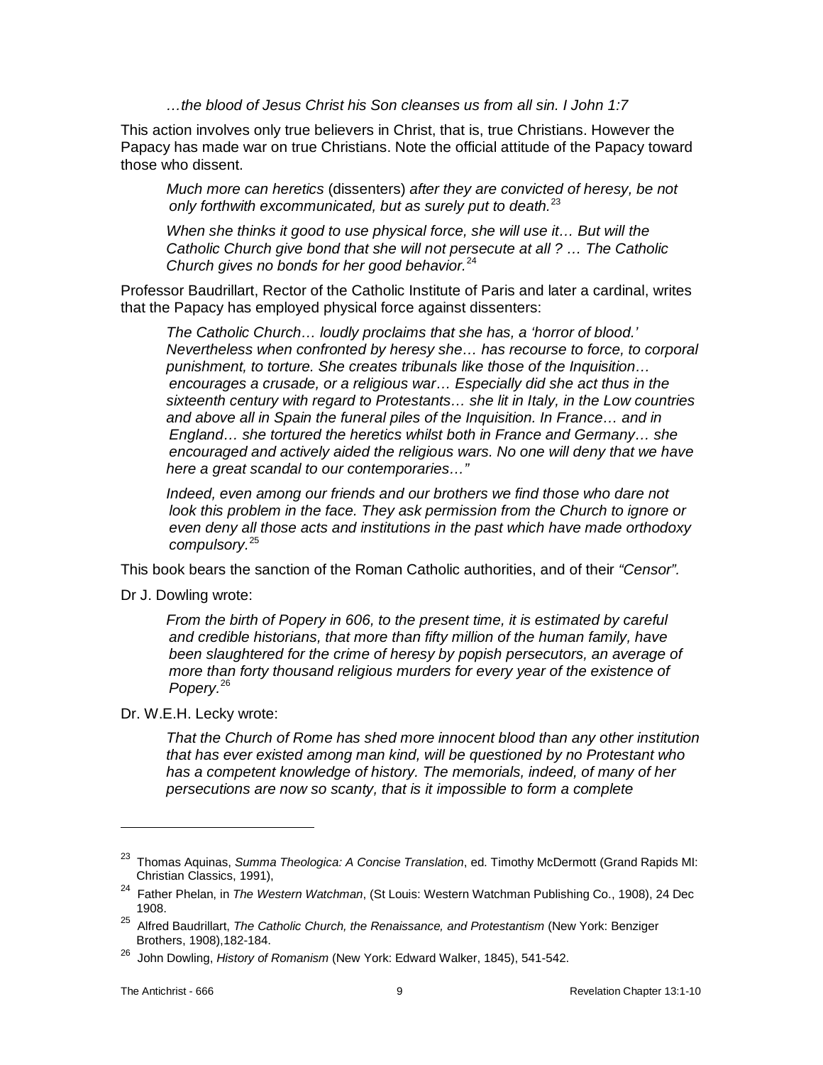*…the blood of Jesus Christ his Son cleanses us from all sin. I John 1:7*

This action involves only true believers in Christ, that is, true Christians. However the Papacy has made war on true Christians. Note the official attitude of the Papacy toward those who dissent.

> *Much more can heretics* (dissenters) *after they are convicted of heresy, be not only forthwith excommunicated, but as surely put to death.*[23]

> *When she thinks it good to use physical force, she will use it… But will the Catholic Church give bond that she will not persecute at all ? … The Catholic Church gives no bonds for her good behavior.*[24]

Professor Baudrillart, Rector of the Catholic Institute of Paris and later a cardinal, writes that the Papacy has employed physical force against dissenters:

> *The Catholic Church… loudly proclaims that she has, a 'horror of blood.' Nevertheless when confronted by heresy she… has recourse to force, to corporal punishment, to torture. She creates tribunals like those of the Inquisition… encourages a crusade, or a religious war… Especially did she act thus in the sixteenth century with regard to Protestants… she lit in Italy, in the Low countries and above all in Spain the funeral piles of the Inquisition. In France… and in England… she tortured the heretics whilst both in France and Germany… she encouraged and actively aided the religious wars. No one will deny that we have here a great scandal to our contemporaries…"*

> *Indeed, even among our friends and our brothers we find those who dare not look this problem in the face. They ask permission from the Church to ignore or even deny all those acts and institutions in the past which have made orthodoxy compulsory.*[25]

This book bears the sanction of the Roman Catholic authorities, and of their *"Censor".*

Dr J. Dowling wrote:

> *From the birth of Popery in 606, to the present time, it is estimated by careful and credible historians, that more than fifty million of the human family, have been slaughtered for the crime of heresy by popish persecutors, an average of more than forty thousand religious murders for every year of the existence of Popery.*[26]

Dr. W.E.H. Lecky wrote:

> *That the Church of Rome has shed more innocent blood than any other institution that has ever existed among man kind, will be questioned by no Protestant who has a competent knowledge of history. The memorials, indeed, of many of her persecutions are now so scanty, that is it impossible to form a complete*

---

[23] Thomas Aquinas, *Summa Theologica: A Concise Translation*, ed. Timothy McDermott (Grand Rapids MI: Christian Classics, 1991),

[24] Father Phelan, in *The Western Watchman*, (St Louis: Western Watchman Publishing Co., 1908), 24 Dec 1908.

[25] Alfred Baudrillart, *The Catholic Church, the Renaissance, and Protestantism* (New York: Benziger Brothers, 1908),182-184.

[26] John Dowling, *History of Romanism* (New York: Edward Walker, 1845), 541-542.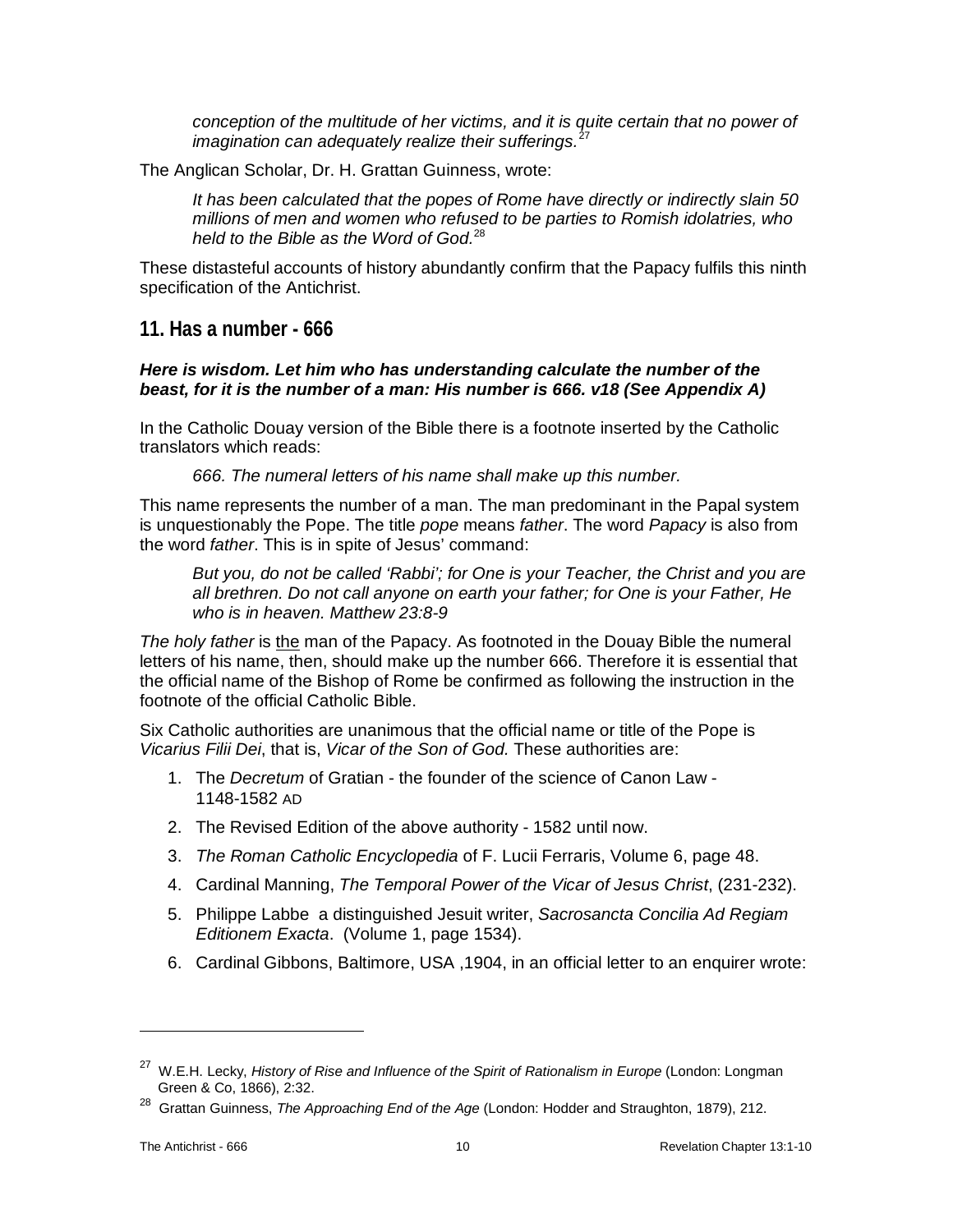> *conception of the multitude of her victims, and it is quite certain that no power of imagination can adequately realize their sufferings.*[27]

The Anglican Scholar, Dr. H. Grattan Guinness, wrote:

> *It has been calculated that the popes of Rome have directly or indirectly slain 50 millions of men and women who refused to be parties to Romish idolatries, who held to the Bible as the Word of God.*[28]

These distasteful accounts of history abundantly confirm that the Papacy fulfils this ninth specification of the Antichrist.

## 11. Has a number - 666

***Here is wisdom. Let him who has understanding calculate the number of the beast, for it is the number of a man: His number is 666. v18 (See Appendix A)***

In the Catholic Douay version of the Bible there is a footnote inserted by the Catholic translators which reads:

> *666. The numeral letters of his name shall make up this number.*

This name represents the number of a man. The man predominant in the Papal system is unquestionably the Pope. The title *pope* means *father*. The word *Papacy* is also from the word *father*. This is in spite of Jesus' command:

> *But you, do not be called 'Rabbi'; for One is your Teacher, the Christ and you are all brethren. Do not call anyone on earth your father; for One is your Father, He who is in heaven. Matthew 23:8-9*

*The holy father* is the man of the Papacy. As footnoted in the Douay Bible the numeral letters of his name, then, should make up the number 666. Therefore it is essential that the official name of the Bishop of Rome be confirmed as following the instruction in the footnote of the official Catholic Bible.

Six Catholic authorities are unanimous that the official name or title of the Pope is *Vicarius Filii Dei*, that is, *Vicar of the Son of God.* These authorities are:

1. The *Decretum* of Gratian - the founder of the science of Canon Law - 1148-1582 AD
2. The Revised Edition of the above authority - 1582 until now.
3. *The Roman Catholic Encyclopedia* of F. Lucii Ferraris, Volume 6, page 48.
4. Cardinal Manning, *The Temporal Power of the Vicar of Jesus Christ*, (231-232).
5. Philippe Labbe a distinguished Jesuit writer, *Sacrosancta Concilia Ad Regiam Editionem Exacta*. (Volume 1, page 1534).
6. Cardinal Gibbons, Baltimore, USA ,1904, in an official letter to an enquirer wrote:

---

[27] W.E.H. Lecky, *History of Rise and Influence of the Spirit of Rationalism in Europe* (London: Longman Green & Co, 1866), 2:32.

[28] Grattan Guinness, *The Approaching End of the Age* (London: Hodder and Straughton, 1879), 212.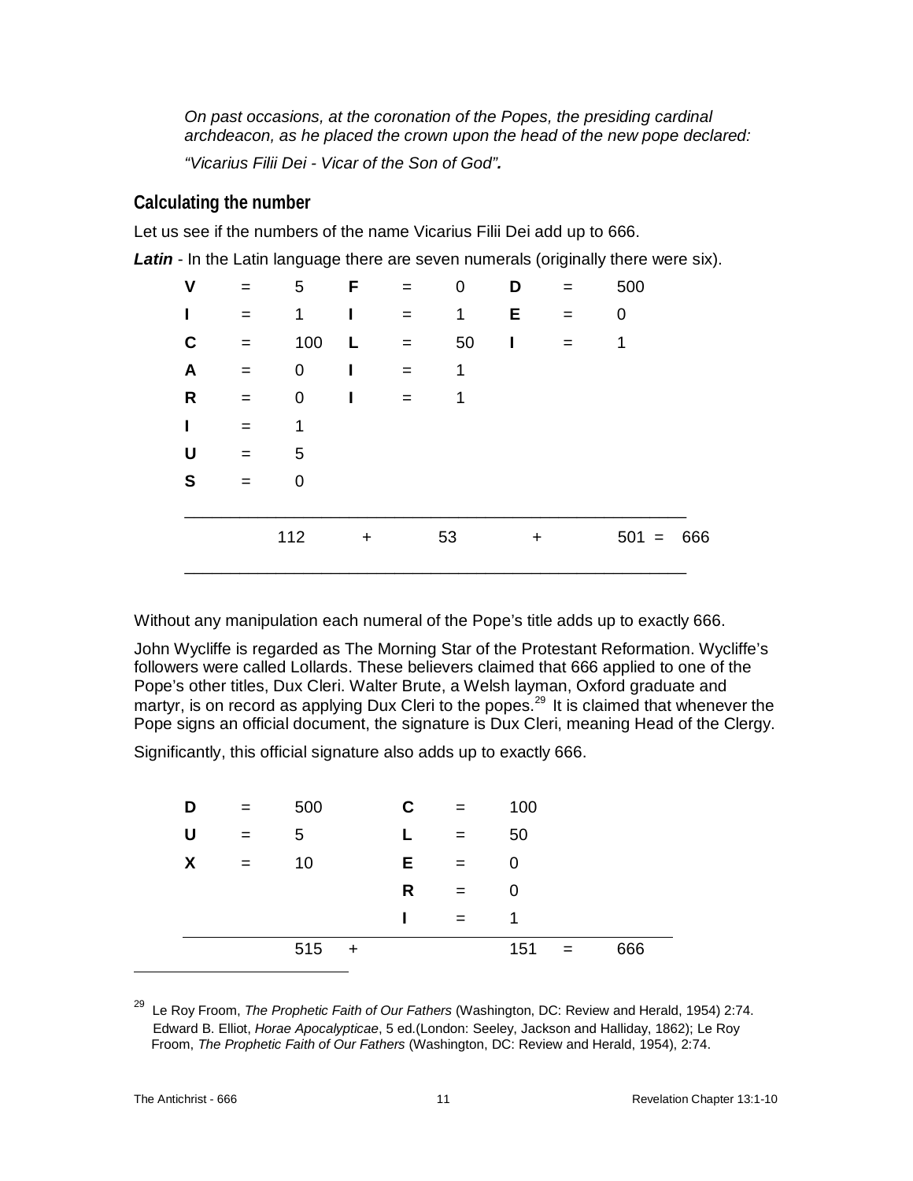*On past occasions, at the coronation of the Popes, the presiding cardinal archdeacon, as he placed the crown upon the head of the new pope declared:*

*"Vicarius Filii Dei - Vicar of the Son of God".*

## Calculating the number

Let us see if the numbers of the name Vicarius Filii Dei add up to 666.

***Latin*** - In the Latin language there are seven numerals (originally there were six).

| | | | | | | | | |
|---|---|---|---|---|---|---|---|---|
| **V** | = | 5 | **F** | = | 0 | **D** | = | 500 |
| **I** | = | 1 | **I** | = | 1 | **E** | = | 0 |
| **C** | = | 100 | **L** | = | 50 | **I** | = | 1 |
| **A** | = | 0 | **I** | = | 1 | | | |
| **R** | = | 0 | **I** | = | 1 | | | |
| **I** | = | 1 | | | | | | |
| **U** | = | 5 | | | | | | |
| **S** | = | 0 | | | | | | |
| | | 112 | + | | 53 | + | | 501 = 666 |

Without any manipulation each numeral of the Pope's title adds up to exactly 666.

John Wycliffe is regarded as The Morning Star of the Protestant Reformation. Wycliffe's followers were called Lollards. These believers claimed that 666 applied to one of the Pope's other titles, Dux Cleri. Walter Brute, a Welsh layman, Oxford graduate and martyr, is on record as applying Dux Cleri to the popes.[29] It is claimed that whenever the Pope signs an official document, the signature is Dux Cleri, meaning Head of the Clergy.

Significantly, this official signature also adds up to exactly 666.

| | | | | | | | | |
|---|---|---|---|---|---|---|---|---|
| **D** | = | 500 | | **C** | = | 100 | | |
| **U** | = | 5 | | **L** | = | 50 | | |
| **X** | = | 10 | | **E** | = | 0 | | |
| | | | | **R** | = | 0 | | |
| | | | | **I** | = | 1 | | |
| | | 515 | + | | | 151 | = | 666 |

---

[29] Le Roy Froom, *The Prophetic Faith of Our Fathers* (Washington, DC: Review and Herald, 1954) 2:74. Edward B. Elliot, *Horae Apocalypticae*, 5 ed.(London: Seeley, Jackson and Halliday, 1862); Le Roy Froom, *The Prophetic Faith of Our Fathers* (Washington, DC: Review and Herald, 1954), 2:74.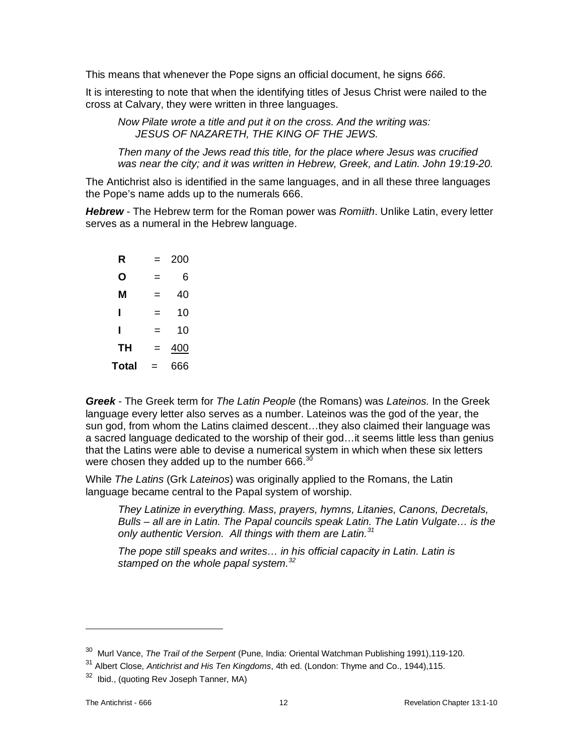This means that whenever the Pope signs an official document, he signs *666*.

It is interesting to note that when the identifying titles of Jesus Christ were nailed to the cross at Calvary, they were written in three languages.

> *Now Pilate wrote a title and put it on the cross. And the writing was:*
> *JESUS OF NAZARETH, THE KING OF THE JEWS.*
>
> *Then many of the Jews read this title, for the place where Jesus was crucified was near the city; and it was written in Hebrew, Greek, and Latin. John 19:19-20.*

The Antichrist also is identified in the same languages, and in all these three languages the Pope's name adds up to the numerals 666.

***Hebrew*** - The Hebrew term for the Roman power was *Romiith*. Unlike Latin, every letter serves as a numeral in the Hebrew language.

| | | |
|---|---|---|
| **R** | = | 200 |
| **O** | = | 6 |
| **M** | = | 40 |
| **I** | = | 10 |
| **I** | = | 10 |
| **TH** | = | 400 |
| **Total** | = | 666 |

***Greek*** - The Greek term for *The Latin People* (the Romans) was *Lateinos.* In the Greek language every letter also serves as a number. Lateinos was the god of the year, the sun god, from whom the Latins claimed descent…they also claimed their language was a sacred language dedicated to the worship of their god…it seems little less than genius that the Latins were able to devise a numerical system in which when these six letters were chosen they added up to the number 666.[30]

While *The Latins* (Grk *Lateinos*) was originally applied to the Romans, the Latin language became central to the Papal system of worship.

> *They Latinize in everything. Mass, prayers, hymns, Litanies, Canons, Decretals, Bulls – all are in Latin. The Papal councils speak Latin. The Latin Vulgate… is the only authentic Version. All things with them are Latin.[31]*
>
> *The pope still speaks and writes… in his official capacity in Latin. Latin is stamped on the whole papal system.[32]*

---

[30] Murl Vance, *The Trail of the Serpent* (Pune, India: Oriental Watchman Publishing 1991),119-120.

[31] Albert Close, *Antichrist and His Ten Kingdoms*, 4th ed. (London: Thyme and Co., 1944),115.

[32] Ibid., (quoting Rev Joseph Tanner, MA)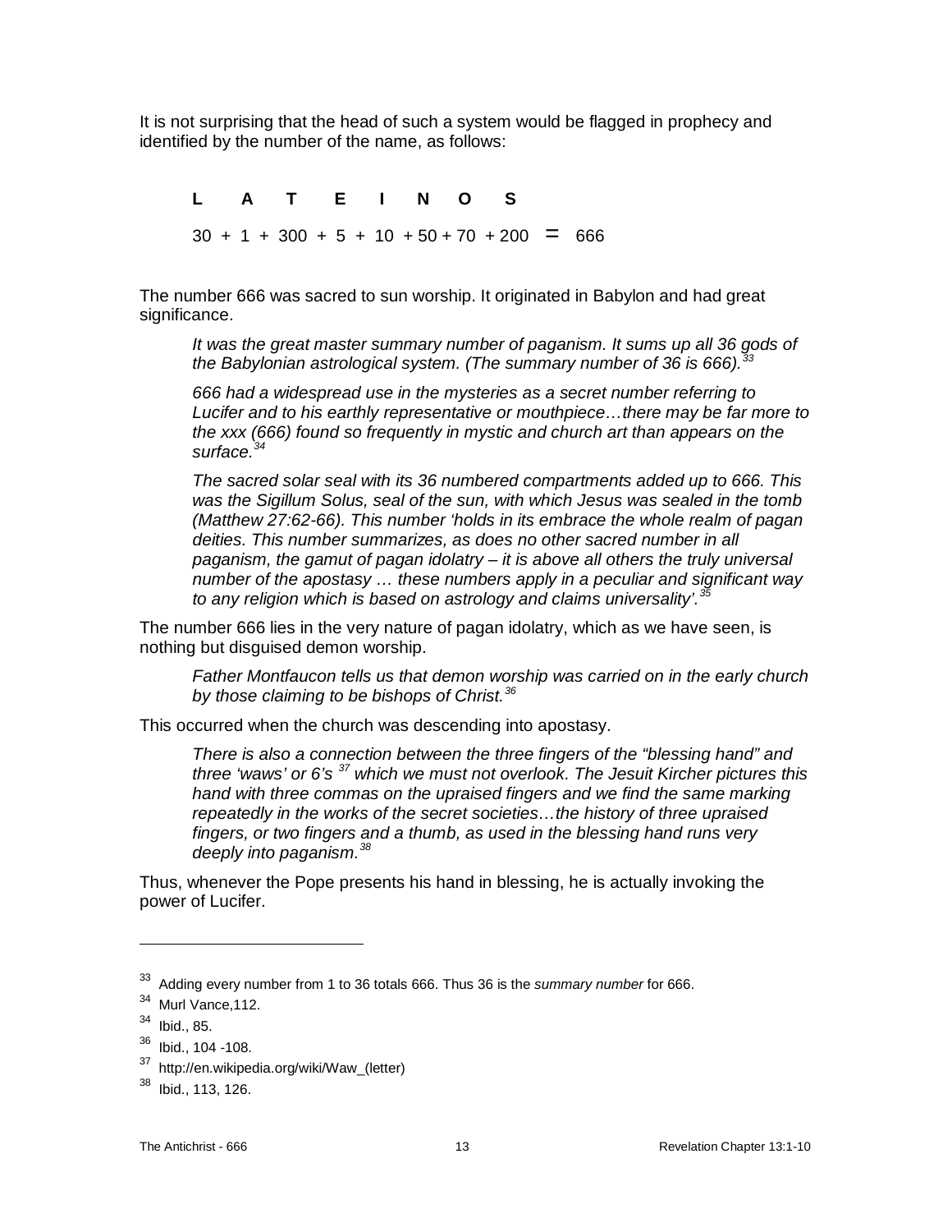It is not surprising that the head of such a system would be flagged in prophecy and identified by the number of the name, as follows:

**L A T E I N O S**

30 + 1 + 300 + 5 + 10 + 50 + 70 + 200 = 666

The number 666 was sacred to sun worship. It originated in Babylon and had great significance.

> *It was the great master summary number of paganism. It sums up all 36 gods of the Babylonian astrological system. (The summary number of 36 is 666).*[33]
>
> *666 had a widespread use in the mysteries as a secret number referring to Lucifer and to his earthly representative or mouthpiece…there may be far more to the xxx (666) found so frequently in mystic and church art than appears on the surface.*[34]
>
> *The sacred solar seal with its 36 numbered compartments added up to 666. This was the Sigillum Solus, seal of the sun, with which Jesus was sealed in the tomb (Matthew 27:62-66). This number 'holds in its embrace the whole realm of pagan deities. This number summarizes, as does no other sacred number in all paganism, the gamut of pagan idolatry – it is above all others the truly universal number of the apostasy … these numbers apply in a peculiar and significant way to any religion which is based on astrology and claims universality'.*[35]

The number 666 lies in the very nature of pagan idolatry, which as we have seen, is nothing but disguised demon worship.

> *Father Montfaucon tells us that demon worship was carried on in the early church by those claiming to be bishops of Christ.*[36]

This occurred when the church was descending into apostasy.

> *There is also a connection between the three fingers of the "blessing hand" and three 'waws' or 6's*[37] *which we must not overlook. The Jesuit Kircher pictures this hand with three commas on the upraised fingers and we find the same marking repeatedly in the works of the secret societies…the history of three upraised fingers, or two fingers and a thumb, as used in the blessing hand runs very deeply into paganism.*[38]

Thus, whenever the Pope presents his hand in blessing, he is actually invoking the power of Lucifer.

---

[33] Adding every number from 1 to 36 totals 666. Thus 36 is the *summary number* for 666.

[34] Murl Vance,112.

[34] Ibid., 85.

[36] Ibid., 104 -108.

[37] http://en.wikipedia.org/wiki/Waw_(letter)

[38] Ibid., 113, 126.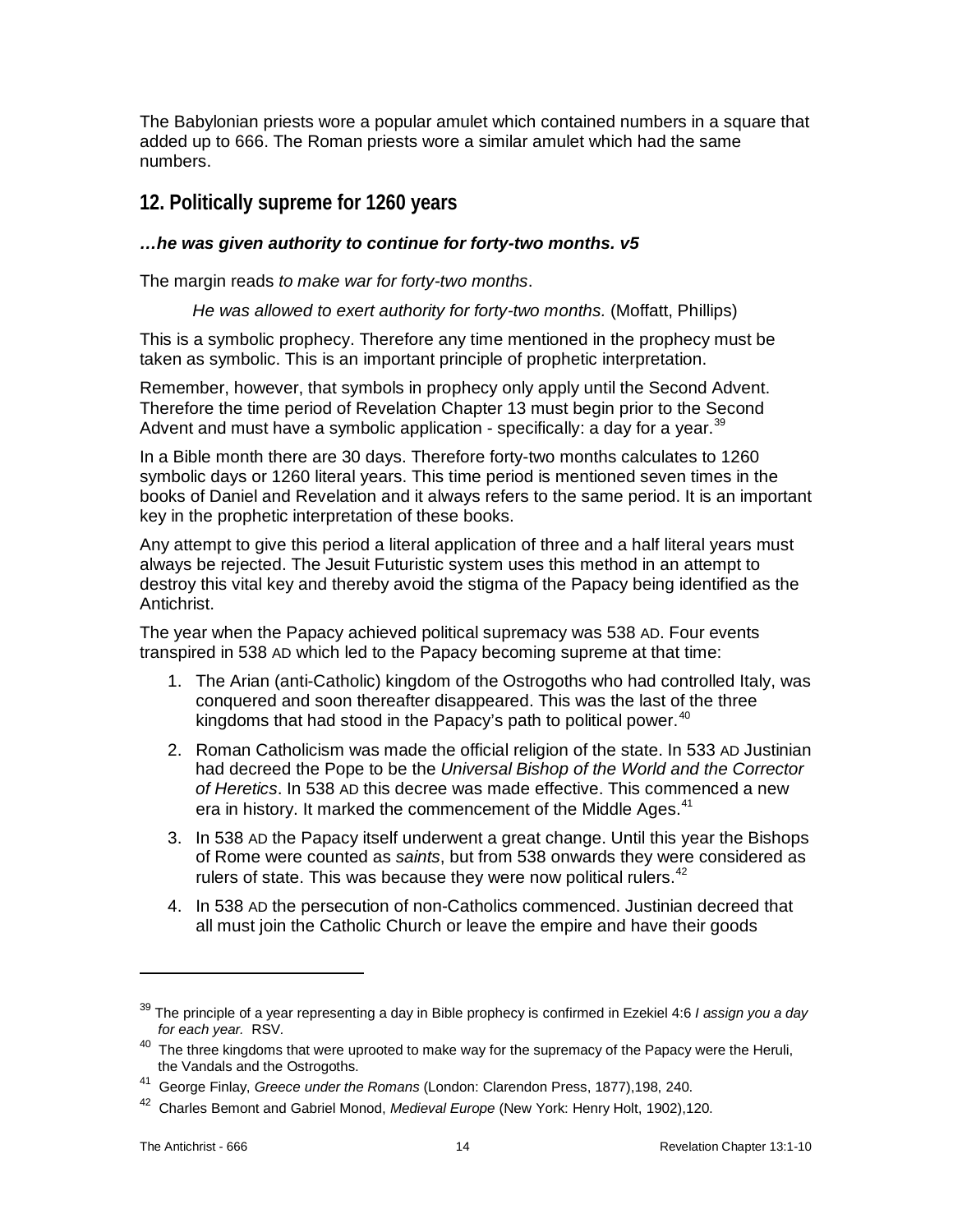The Babylonian priests wore a popular amulet which contained numbers in a square that added up to 666. The Roman priests wore a similar amulet which had the same numbers.

## 12. Politically supreme for 1260 years

***…he was given authority to continue for forty-two months. v5***

The margin reads *to make war for forty-two months*.

> *He was allowed to exert authority for forty-two months.* (Moffatt, Phillips)

This is a symbolic prophecy. Therefore any time mentioned in the prophecy must be taken as symbolic. This is an important principle of prophetic interpretation.

Remember, however, that symbols in prophecy only apply until the Second Advent. Therefore the time period of Revelation Chapter 13 must begin prior to the Second Advent and must have a symbolic application - specifically: a day for a year.[39]

In a Bible month there are 30 days. Therefore forty-two months calculates to 1260 symbolic days or 1260 literal years. This time period is mentioned seven times in the books of Daniel and Revelation and it always refers to the same period. It is an important key in the prophetic interpretation of these books.

Any attempt to give this period a literal application of three and a half literal years must always be rejected. The Jesuit Futuristic system uses this method in an attempt to destroy this vital key and thereby avoid the stigma of the Papacy being identified as the Antichrist.

The year when the Papacy achieved political supremacy was 538 AD. Four events transpired in 538 AD which led to the Papacy becoming supreme at that time:

1. The Arian (anti-Catholic) kingdom of the Ostrogoths who had controlled Italy, was conquered and soon thereafter disappeared. This was the last of the three kingdoms that had stood in the Papacy's path to political power.[40]
2. Roman Catholicism was made the official religion of the state. In 533 AD Justinian had decreed the Pope to be the *Universal Bishop of the World and the Corrector of Heretics*. In 538 AD this decree was made effective. This commenced a new era in history. It marked the commencement of the Middle Ages.[41]
3. In 538 AD the Papacy itself underwent a great change. Until this year the Bishops of Rome were counted as *saints*, but from 538 onwards they were considered as rulers of state. This was because they were now political rulers.[42]
4. In 538 AD the persecution of non-Catholics commenced. Justinian decreed that all must join the Catholic Church or leave the empire and have their goods

---

[39] The principle of a year representing a day in Bible prophecy is confirmed in Ezekiel 4:6 *I assign you a day for each year.* RSV.

[40] The three kingdoms that were uprooted to make way for the supremacy of the Papacy were the Heruli, the Vandals and the Ostrogoths.

[41] George Finlay, *Greece under the Romans* (London: Clarendon Press, 1877),198, 240.

[42] Charles Bemont and Gabriel Monod, *Medieval Europe* (New York: Henry Holt, 1902),120.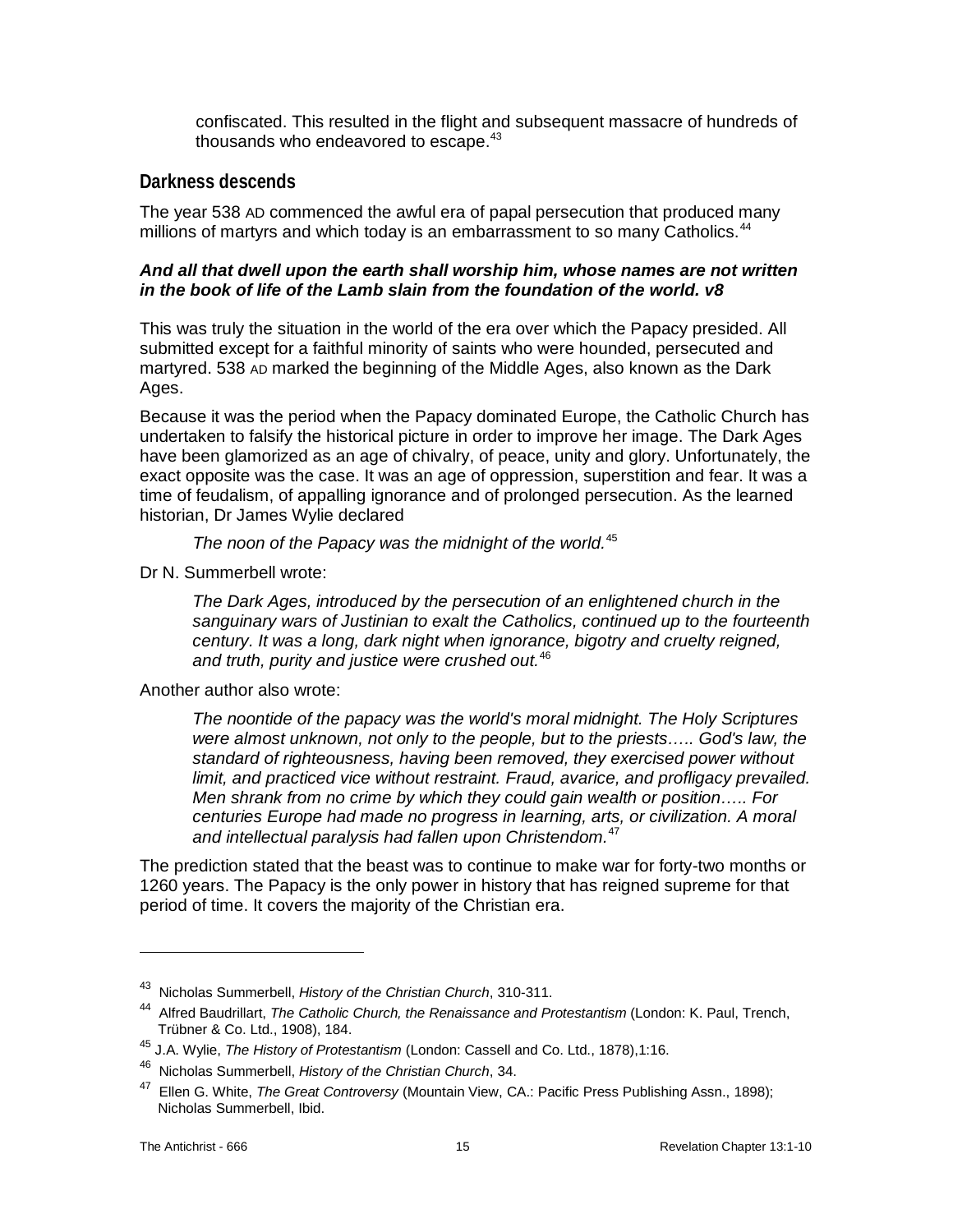> confiscated. This resulted in the flight and subsequent massacre of hundreds of thousands who endeavored to escape.[43]

## Darkness descends

The year 538 AD commenced the awful era of papal persecution that produced many millions of martyrs and which today is an embarrassment to so many Catholics.[44]

***And all that dwell upon the earth shall worship him, whose names are not written in the book of life of the Lamb slain from the foundation of the world. v8***

This was truly the situation in the world of the era over which the Papacy presided. All submitted except for a faithful minority of saints who were hounded, persecuted and martyred. 538 AD marked the beginning of the Middle Ages, also known as the Dark Ages.

Because it was the period when the Papacy dominated Europe, the Catholic Church has undertaken to falsify the historical picture in order to improve her image. The Dark Ages have been glamorized as an age of chivalry, of peace, unity and glory. Unfortunately, the exact opposite was the case. It was an age of oppression, superstition and fear. It was a time of feudalism, of appalling ignorance and of prolonged persecution. As the learned historian, Dr James Wylie declared

> *The noon of the Papacy was the midnight of the world.*[45]

Dr N. Summerbell wrote:

> *The Dark Ages, introduced by the persecution of an enlightened church in the sanguinary wars of Justinian to exalt the Catholics, continued up to the fourteenth century. It was a long, dark night when ignorance, bigotry and cruelty reigned, and truth, purity and justice were crushed out.*[46]

Another author also wrote:

> *The noontide of the papacy was the world's moral midnight. The Holy Scriptures were almost unknown, not only to the people, but to the priests….. God's law, the standard of righteousness, having been removed, they exercised power without limit, and practiced vice without restraint. Fraud, avarice, and profligacy prevailed. Men shrank from no crime by which they could gain wealth or position….. For centuries Europe had made no progress in learning, arts, or civilization. A moral and intellectual paralysis had fallen upon Christendom.*[47]

The prediction stated that the beast was to continue to make war for forty-two months or 1260 years. The Papacy is the only power in history that has reigned supreme for that period of time. It covers the majority of the Christian era.

---

[43] Nicholas Summerbell, *History of the Christian Church*, 310-311.

[44] Alfred Baudrillart, *The Catholic Church, the Renaissance and Protestantism* (London: K. Paul, Trench, Trübner & Co. Ltd., 1908), 184.

[45] J.A. Wylie, *The History of Protestantism* (London: Cassell and Co. Ltd., 1878),1:16.

[46] Nicholas Summerbell, *History of the Christian Church*, 34.

[47] Ellen G. White, *The Great Controversy* (Mountain View, CA.: Pacific Press Publishing Assn., 1898); Nicholas Summerbell, Ibid.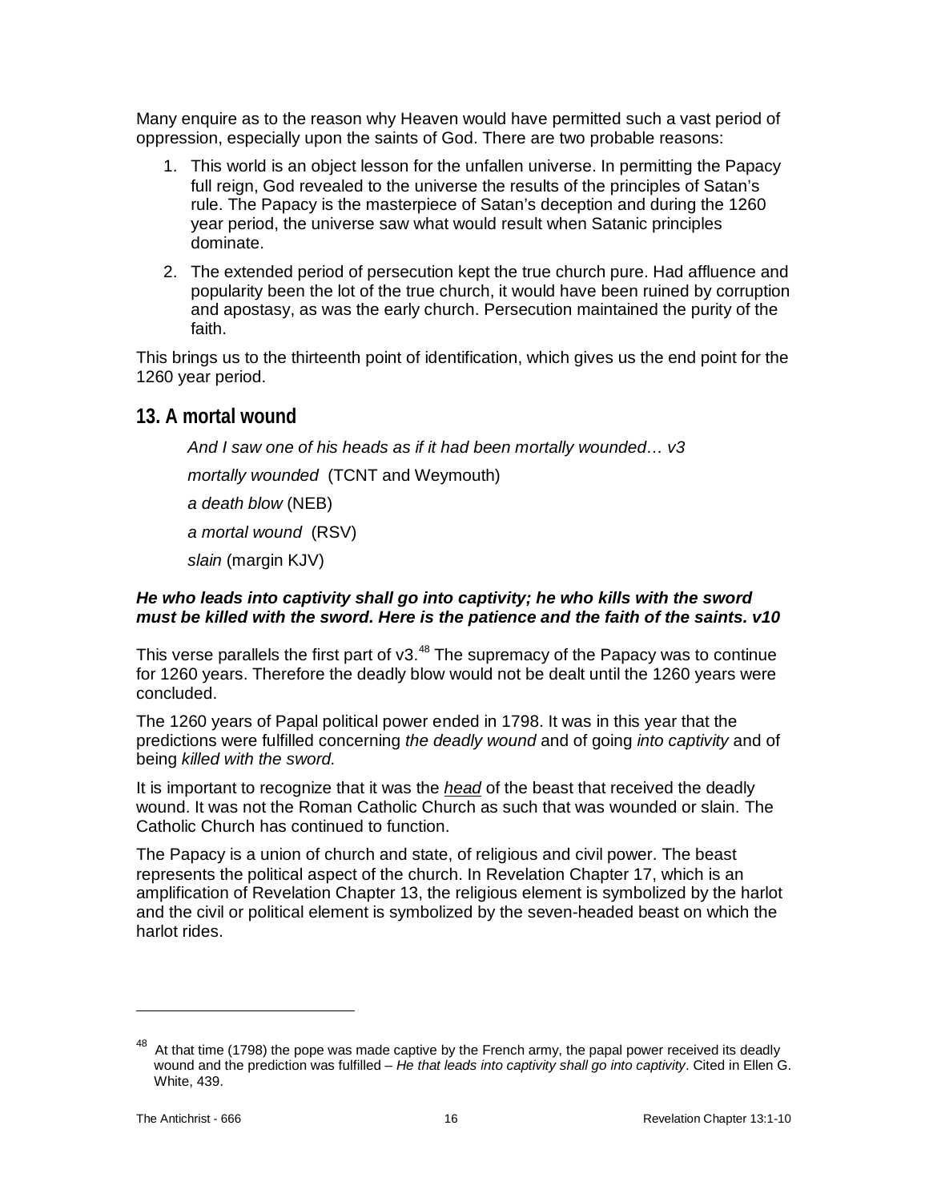Many enquire as to the reason why Heaven would have permitted such a vast period of oppression, especially upon the saints of God. There are two probable reasons:

1. This world is an object lesson for the unfallen universe. In permitting the Papacy full reign, God revealed to the universe the results of the principles of Satan's rule. The Papacy is the masterpiece of Satan's deception and during the 1260 year period, the universe saw what would result when Satanic principles dominate.
2. The extended period of persecution kept the true church pure. Had affluence and popularity been the lot of the true church, it would have been ruined by corruption and apostasy, as was the early church. Persecution maintained the purity of the faith.

This brings us to the thirteenth point of identification, which gives us the end point for the 1260 year period.

## 13. A mortal wound

> *And I saw one of his heads as if it had been mortally wounded… v3*
>
> *mortally wounded* (TCNT and Weymouth)
>
> *a death blow* (NEB)
>
> *a mortal wound* (RSV)
>
> *slain* (margin KJV)

***He who leads into captivity shall go into captivity; he who kills with the sword must be killed with the sword. Here is the patience and the faith of the saints. v10***

This verse parallels the first part of v3.[48] The supremacy of the Papacy was to continue for 1260 years. Therefore the deadly blow would not be dealt until the 1260 years were concluded.

The 1260 years of Papal political power ended in 1798. It was in this year that the predictions were fulfilled concerning *the deadly wound* and of going *into captivity* and of being *killed with the sword.*

It is important to recognize that it was the <u>*head*</u> of the beast that received the deadly wound. It was not the Roman Catholic Church as such that was wounded or slain. The Catholic Church has continued to function.

The Papacy is a union of church and state, of religious and civil power. The beast represents the political aspect of the church. In Revelation Chapter 17, which is an amplification of Revelation Chapter 13, the religious element is symbolized by the harlot and the civil or political element is symbolized by the seven-headed beast on which the harlot rides.

---

[48] At that time (1798) the pope was made captive by the French army, the papal power received its deadly wound and the prediction was fulfilled – *He that leads into captivity shall go into captivity*. Cited in Ellen G. White, 439.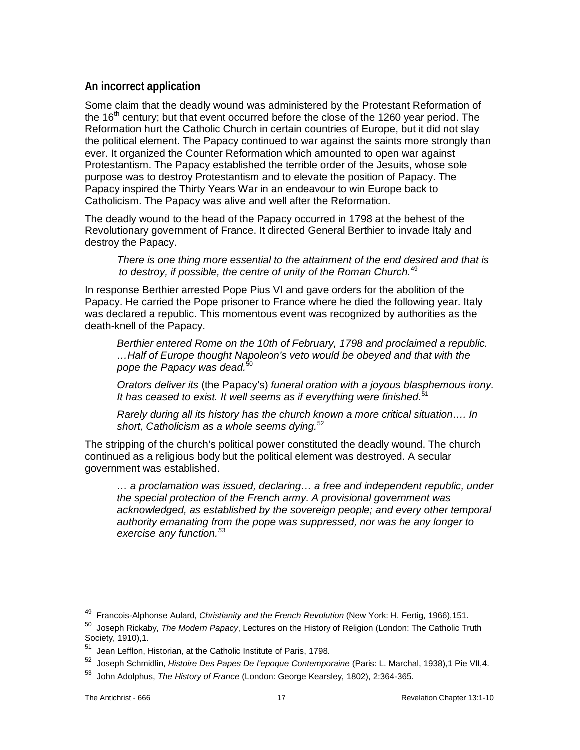## An incorrect application

Some claim that the deadly wound was administered by the Protestant Reformation of the 16th century; but that event occurred before the close of the 1260 year period. The Reformation hurt the Catholic Church in certain countries of Europe, but it did not slay the political element. The Papacy continued to war against the saints more strongly than ever. It organized the Counter Reformation which amounted to open war against Protestantism. The Papacy established the terrible order of the Jesuits, whose sole purpose was to destroy Protestantism and to elevate the position of Papacy. The Papacy inspired the Thirty Years War in an endeavour to win Europe back to Catholicism. The Papacy was alive and well after the Reformation.

The deadly wound to the head of the Papacy occurred in 1798 at the behest of the Revolutionary government of France. It directed General Berthier to invade Italy and destroy the Papacy.

> *There is one thing more essential to the attainment of the end desired and that is to destroy, if possible, the centre of unity of the Roman Church.*[49]

In response Berthier arrested Pope Pius VI and gave orders for the abolition of the Papacy. He carried the Pope prisoner to France where he died the following year. Italy was declared a republic. This momentous event was recognized by authorities as the death-knell of the Papacy.

> *Berthier entered Rome on the 10th of February, 1798 and proclaimed a republic. …Half of Europe thought Napoleon's veto would be obeyed and that with the pope the Papacy was dead.*[50]

> *Orators deliver its* (the Papacy's) *funeral oration with a joyous blasphemous irony. It has ceased to exist. It well seems as if everything were finished.*[51]

> *Rarely during all its history has the church known a more critical situation…. In short, Catholicism as a whole seems dying.*[52]

The stripping of the church's political power constituted the deadly wound. The church continued as a religious body but the political element was destroyed. A secular government was established.

> *… a proclamation was issued, declaring… a free and independent republic, under the special protection of the French army. A provisional government was acknowledged, as established by the sovereign people; and every other temporal authority emanating from the pope was suppressed, nor was he any longer to exercise any function.*[53]

---

[49] Francois-Alphonse Aulard, *Christianity and the French Revolution* (New York: H. Fertig, 1966),151.

[50] Joseph Rickaby, *The Modern Papacy*, Lectures on the History of Religion (London: The Catholic Truth Society, 1910),1.

[51] Jean Lefflon, Historian, at the Catholic Institute of Paris, 1798.

[52] Joseph Schmidlin, *Histoire Des Papes De l'epoque Contemporaine* (Paris: L. Marchal, 1938),1 Pie VII,4.

[53] John Adolphus, *The History of France* (London: George Kearsley, 1802), 2:364-365.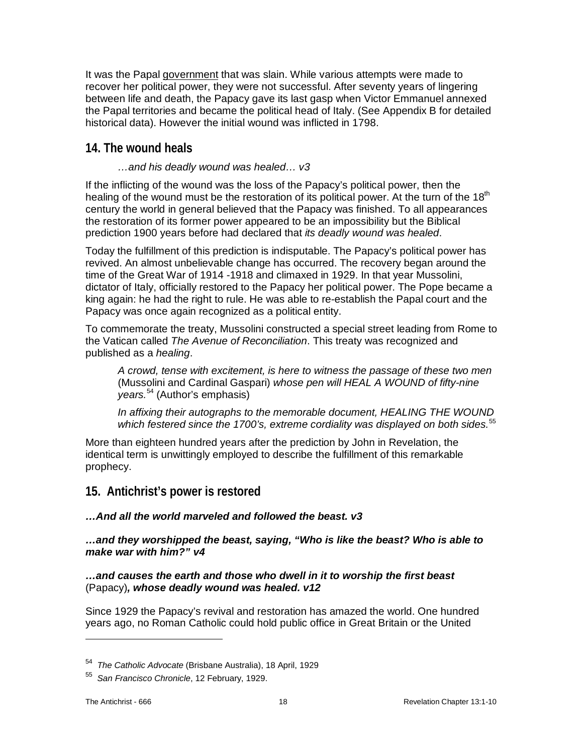It was the Papal <u>government</u> that was slain. While various attempts were made to recover her political power, they were not successful. After seventy years of lingering between life and death, the Papacy gave its last gasp when Victor Emmanuel annexed the Papal territories and became the political head of Italy. (See Appendix B for detailed historical data). However the initial wound was inflicted in 1798.

## 14. The wound heals

> *…and his deadly wound was healed… v3*

If the inflicting of the wound was the loss of the Papacy's political power, then the healing of the wound must be the restoration of its political power. At the turn of the 18th century the world in general believed that the Papacy was finished. To all appearances the restoration of its former power appeared to be an impossibility but the Biblical prediction 1900 years before had declared that *its deadly wound was healed*.

Today the fulfillment of this prediction is indisputable. The Papacy's political power has revived. An almost unbelievable change has occurred. The recovery began around the time of the Great War of 1914 -1918 and climaxed in 1929. In that year Mussolini, dictator of Italy, officially restored to the Papacy her political power. The Pope became a king again: he had the right to rule. He was able to re-establish the Papal court and the Papacy was once again recognized as a political entity.

To commemorate the treaty, Mussolini constructed a special street leading from Rome to the Vatican called *The Avenue of Reconciliation*. This treaty was recognized and published as a *healing*.

> *A crowd, tense with excitement, is here to witness the passage of these two men* (Mussolini and Cardinal Gaspari) *whose pen will HEAL A WOUND of fifty-nine years.*[54] (Author's emphasis)
>
> *In affixing their autographs to the memorable document, HEALING THE WOUND which festered since the 1700's, extreme cordiality was displayed on both sides.*[55]

More than eighteen hundred years after the prediction by John in Revelation, the identical term is unwittingly employed to describe the fulfillment of this remarkable prophecy.

## 15. Antichrist's power is restored

***…And all the world marveled and followed the beast. v3***

***…and they worshipped the beast, saying, "Who is like the beast? Who is able to make war with him?" v4***

***…and causes the earth and those who dwell in it to worship the first beast*** (Papacy)***, whose deadly wound was healed. v12***

Since 1929 the Papacy's revival and restoration has amazed the world. One hundred years ago, no Roman Catholic could hold public office in Great Britain or the United

---

[54] *The Catholic Advocate* (Brisbane Australia), 18 April, 1929

[55] *San Francisco Chronicle*, 12 February, 1929.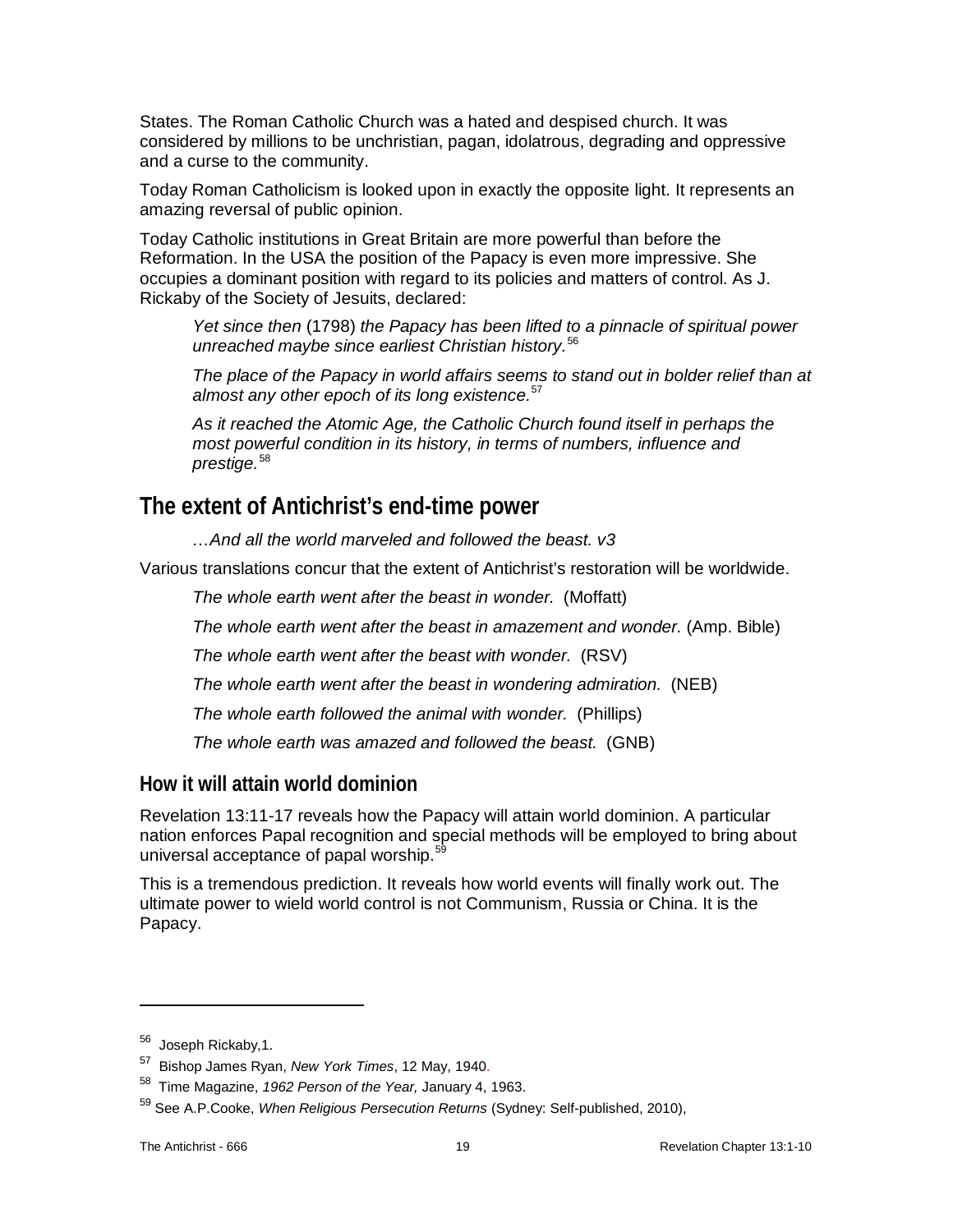States. The Roman Catholic Church was a hated and despised church. It was considered by millions to be unchristian, pagan, idolatrous, degrading and oppressive and a curse to the community.

Today Roman Catholicism is looked upon in exactly the opposite light. It represents an amazing reversal of public opinion.

Today Catholic institutions in Great Britain are more powerful than before the Reformation. In the USA the position of the Papacy is even more impressive. She occupies a dominant position with regard to its policies and matters of control. As J. Rickaby of the Society of Jesuits, declared:

> *Yet since then* (1798) *the Papacy has been lifted to a pinnacle of spiritual power unreached maybe since earliest Christian history.*[56]
>
> *The place of the Papacy in world affairs seems to stand out in bolder relief than at almost any other epoch of its long existence.*[57]
>
> *As it reached the Atomic Age, the Catholic Church found itself in perhaps the most powerful condition in its history, in terms of numbers, influence and prestige.*[58]

## The extent of Antichrist's end-time power

> *…And all the world marveled and followed the beast. v3*

Various translations concur that the extent of Antichrist's restoration will be worldwide.

> *The whole earth went after the beast in wonder.* (Moffatt)
>
> *The whole earth went after the beast in amazement and wonder.* (Amp. Bible)
>
> *The whole earth went after the beast with wonder.* (RSV)
>
> *The whole earth went after the beast in wondering admiration.* (NEB)
>
> *The whole earth followed the animal with wonder.* (Phillips)
>
> *The whole earth was amazed and followed the beast.* (GNB)

### How it will attain world dominion

Revelation 13:11-17 reveals how the Papacy will attain world dominion. A particular nation enforces Papal recognition and special methods will be employed to bring about universal acceptance of papal worship.[59]

This is a tremendous prediction. It reveals how world events will finally work out. The ultimate power to wield world control is not Communism, Russia or China. It is the Papacy.

---

[56] Joseph Rickaby,1.

[57] Bishop James Ryan, *New York Times*, 12 May, 1940.

[58] Time Magazine, *1962 Person of the Year,* January 4, 1963.

[59] See A.P.Cooke, *When Religious Persecution Returns* (Sydney: Self-published, 2010),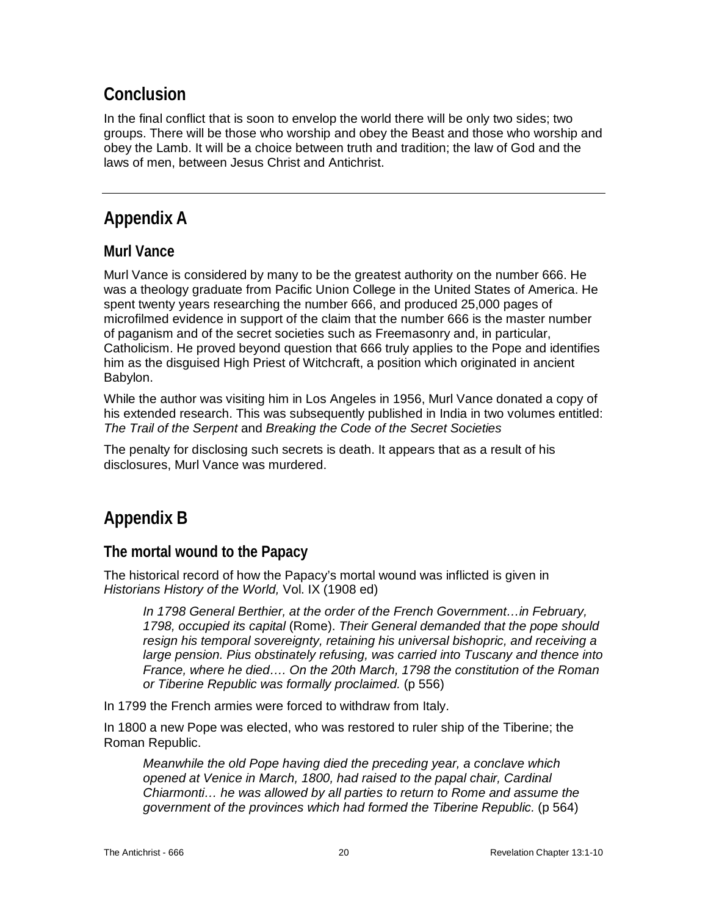## Conclusion

In the final conflict that is soon to envelop the world there will be only two sides; two groups. There will be those who worship and obey the Beast and those who worship and obey the Lamb. It will be a choice between truth and tradition; the law of God and the laws of men, between Jesus Christ and Antichrist.

---

## Appendix A

### Murl Vance

Murl Vance is considered by many to be the greatest authority on the number 666. He was a theology graduate from Pacific Union College in the United States of America. He spent twenty years researching the number 666, and produced 25,000 pages of microfilmed evidence in support of the claim that the number 666 is the master number of paganism and of the secret societies such as Freemasonry and, in particular, Catholicism. He proved beyond question that 666 truly applies to the Pope and identifies him as the disguised High Priest of Witchcraft, a position which originated in ancient Babylon.

While the author was visiting him in Los Angeles in 1956, Murl Vance donated a copy of his extended research. This was subsequently published in India in two volumes entitled: *The Trail of the Serpent* and *Breaking the Code of the Secret Societies*

The penalty for disclosing such secrets is death. It appears that as a result of his disclosures, Murl Vance was murdered.

## Appendix B

### The mortal wound to the Papacy

The historical record of how the Papacy's mortal wound was inflicted is given in *Historians History of the World,* Vol. IX (1908 ed)

> *In 1798 General Berthier, at the order of the French Government…in February, 1798, occupied its capital* (Rome). *Their General demanded that the pope should resign his temporal sovereignty, retaining his universal bishopric, and receiving a large pension. Pius obstinately refusing, was carried into Tuscany and thence into France, where he died…. On the 20th March, 1798 the constitution of the Roman or Tiberine Republic was formally proclaimed.* (p 556)

In 1799 the French armies were forced to withdraw from Italy.

In 1800 a new Pope was elected, who was restored to ruler ship of the Tiberine; the Roman Republic.

> *Meanwhile the old Pope having died the preceding year, a conclave which opened at Venice in March, 1800, had raised to the papal chair, Cardinal Chiarmonti… he was allowed by all parties to return to Rome and assume the government of the provinces which had formed the Tiberine Republic.* (p 564)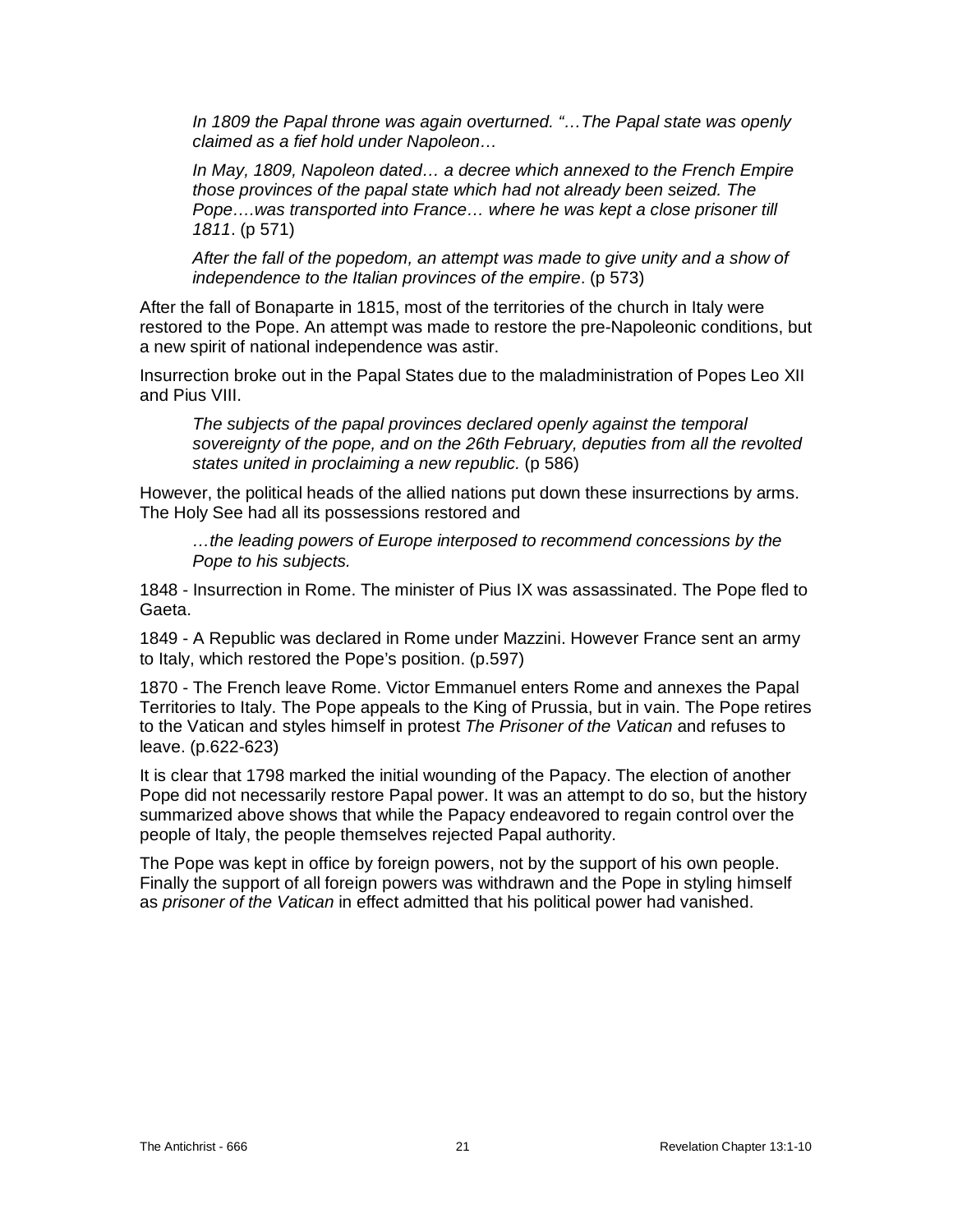> *In 1809 the Papal throne was again overturned. "…The Papal state was openly claimed as a fief hold under Napoleon…*
>
> *In May, 1809, Napoleon dated… a decree which annexed to the French Empire those provinces of the papal state which had not already been seized. The Pope….was transported into France… where he was kept a close prisoner till 1811*. (p 571)
>
> *After the fall of the popedom, an attempt was made to give unity and a show of independence to the Italian provinces of the empire*. (p 573)

After the fall of Bonaparte in 1815, most of the territories of the church in Italy were restored to the Pope. An attempt was made to restore the pre-Napoleonic conditions, but a new spirit of national independence was astir.

Insurrection broke out in the Papal States due to the maladministration of Popes Leo XII and Pius VIII.

> *The subjects of the papal provinces declared openly against the temporal sovereignty of the pope, and on the 26th February, deputies from all the revolted states united in proclaiming a new republic.* (p 586)

However, the political heads of the allied nations put down these insurrections by arms. The Holy See had all its possessions restored and

> *…the leading powers of Europe interposed to recommend concessions by the Pope to his subjects.*

1848 - Insurrection in Rome. The minister of Pius IX was assassinated. The Pope fled to Gaeta.

1849 - A Republic was declared in Rome under Mazzini. However France sent an army to Italy, which restored the Pope's position. (p.597)

1870 - The French leave Rome. Victor Emmanuel enters Rome and annexes the Papal Territories to Italy. The Pope appeals to the King of Prussia, but in vain. The Pope retires to the Vatican and styles himself in protest *The Prisoner of the Vatican* and refuses to leave. (p.622-623)

It is clear that 1798 marked the initial wounding of the Papacy. The election of another Pope did not necessarily restore Papal power. It was an attempt to do so, but the history summarized above shows that while the Papacy endeavored to regain control over the people of Italy, the people themselves rejected Papal authority.

The Pope was kept in office by foreign powers, not by the support of his own people. Finally the support of all foreign powers was withdrawn and the Pope in styling himself as *prisoner of the Vatican* in effect admitted that his political power had vanished.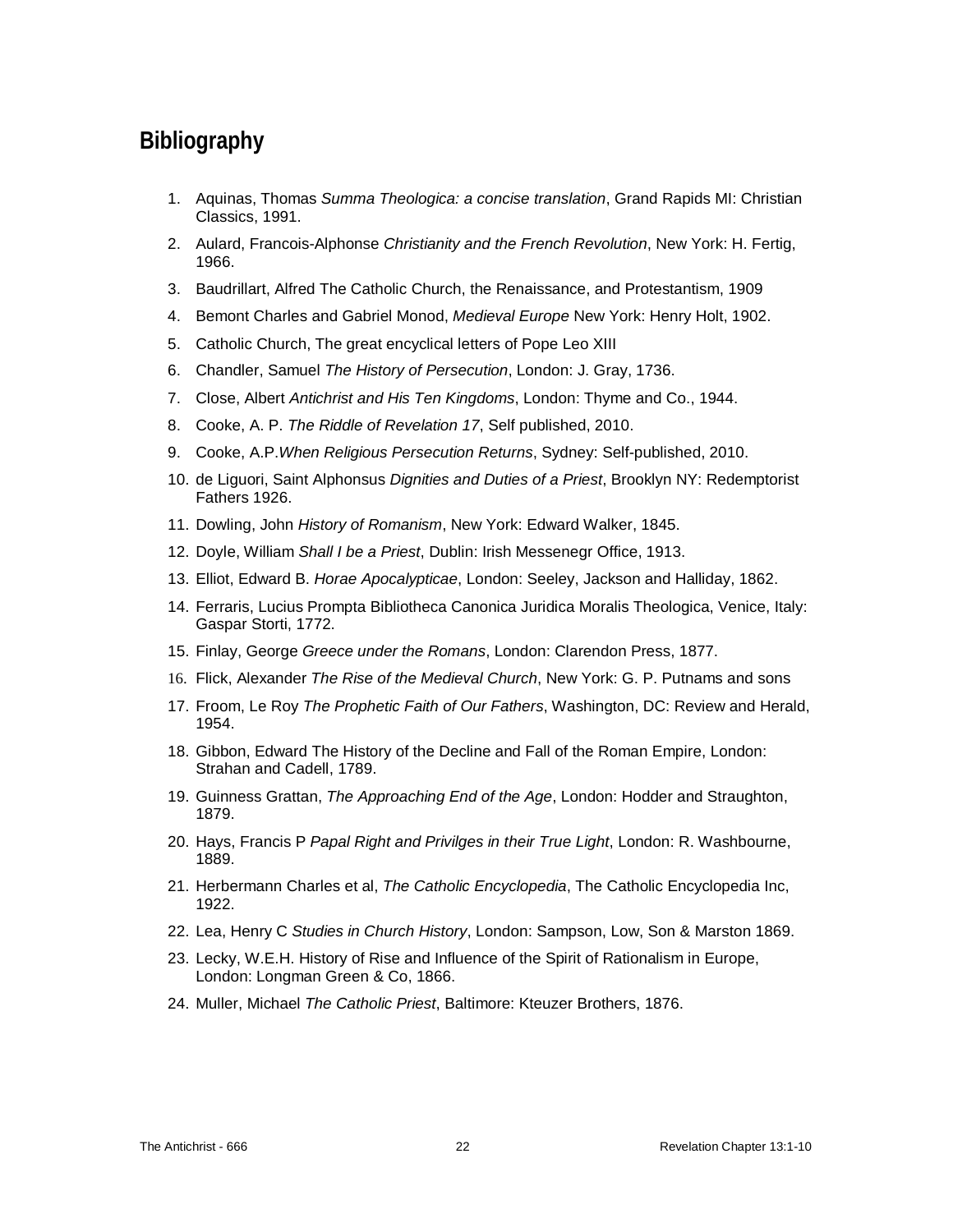## Bibliography

1. Aquinas, Thomas *Summa Theologica: a concise translation*, Grand Rapids MI: Christian Classics, 1991.
2. Aulard, Francois-Alphonse *Christianity and the French Revolution*, New York: H. Fertig, 1966.
3. Baudrillart, Alfred The Catholic Church, the Renaissance, and Protestantism, 1909
4. Bemont Charles and Gabriel Monod, *Medieval Europe* New York: Henry Holt, 1902.
5. Catholic Church, The great encyclical letters of Pope Leo XIII
6. Chandler, Samuel *The History of Persecution*, London: J. Gray, 1736.
7. Close, Albert *Antichrist and His Ten Kingdoms*, London: Thyme and Co., 1944.
8. Cooke, A. P. *The Riddle of Revelation 17*, Self published, 2010.
9. Cooke, A.P.*When Religious Persecution Returns*, Sydney: Self-published, 2010.
10. de Liguori, Saint Alphonsus *Dignities and Duties of a Priest*, Brooklyn NY: Redemptorist Fathers 1926.
11. Dowling, John *History of Romanism*, New York: Edward Walker, 1845.
12. Doyle, William *Shall I be a Priest*, Dublin: Irish Messenegr Office, 1913.
13. Elliot, Edward B. *Horae Apocalypticae*, London: Seeley, Jackson and Halliday, 1862.
14. Ferraris, Lucius Prompta Bibliotheca Canonica Juridica Moralis Theologica, Venice, Italy: Gaspar Storti, 1772.
15. Finlay, George *Greece under the Romans*, London: Clarendon Press, 1877.
16. Flick, Alexander *The Rise of the Medieval Church*, New York: G. P. Putnams and sons
17. Froom, Le Roy *The Prophetic Faith of Our Fathers*, Washington, DC: Review and Herald, 1954.
18. Gibbon, Edward The History of the Decline and Fall of the Roman Empire, London: Strahan and Cadell, 1789.
19. Guinness Grattan, *The Approaching End of the Age*, London: Hodder and Straughton, 1879.
20. Hays, Francis P *Papal Right and Privilges in their True Light*, London: R. Washbourne, 1889.
21. Herbermann Charles et al, *The Catholic Encyclopedia*, The Catholic Encyclopedia Inc, 1922.
22. Lea, Henry C *Studies in Church History*, London: Sampson, Low, Son & Marston 1869.
23. Lecky, W.E.H. History of Rise and Influence of the Spirit of Rationalism in Europe, London: Longman Green & Co, 1866.
24. Muller, Michael *The Catholic Priest*, Baltimore: Kteuzer Brothers, 1876.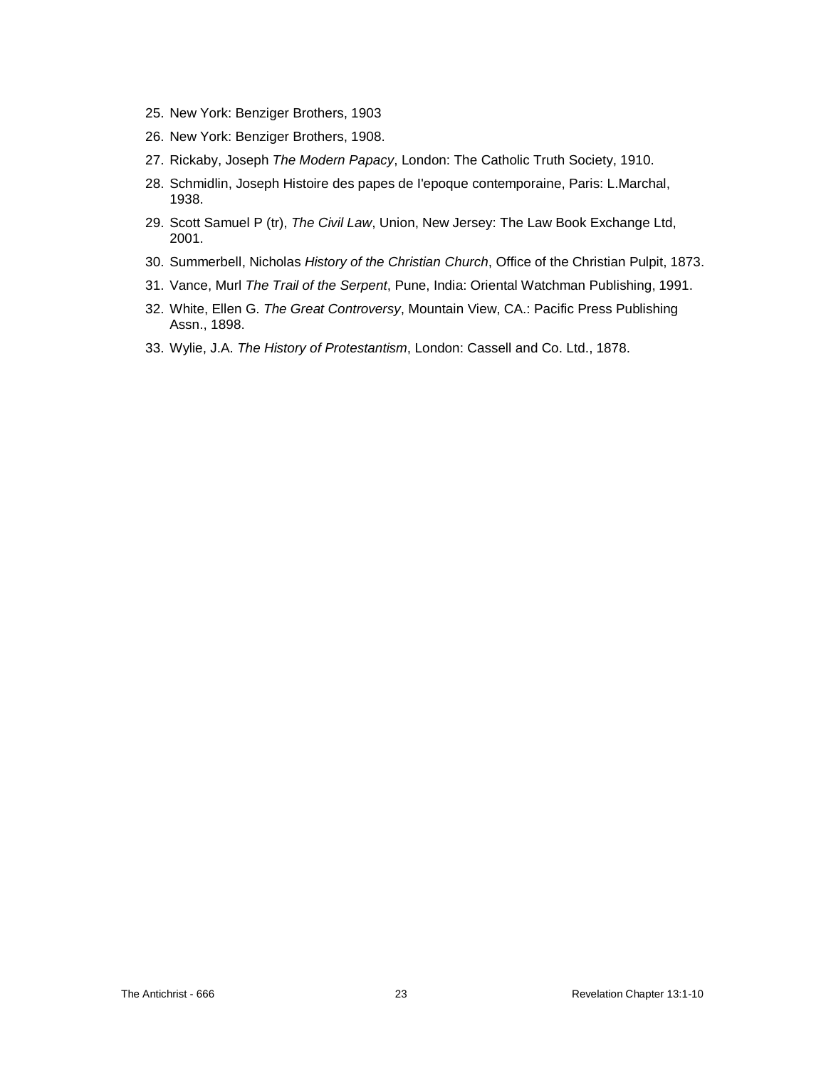25. New York: Benziger Brothers, 1903
26. New York: Benziger Brothers, 1908.
27. Rickaby, Joseph *The Modern Papacy*, London: The Catholic Truth Society, 1910.
28. Schmidlin, Joseph Histoire des papes de l'epoque contemporaine, Paris: L.Marchal, 1938.
29. Scott Samuel P (tr), *The Civil Law*, Union, New Jersey: The Law Book Exchange Ltd, 2001.
30. Summerbell, Nicholas *History of the Christian Church*, Office of the Christian Pulpit, 1873.
31. Vance, Murl *The Trail of the Serpent*, Pune, India: Oriental Watchman Publishing, 1991.
32. White, Ellen G. *The Great Controversy*, Mountain View, CA.: Pacific Press Publishing Assn., 1898.
33. Wylie, J.A. *The History of Protestantism*, London: Cassell and Co. Ltd., 1878.